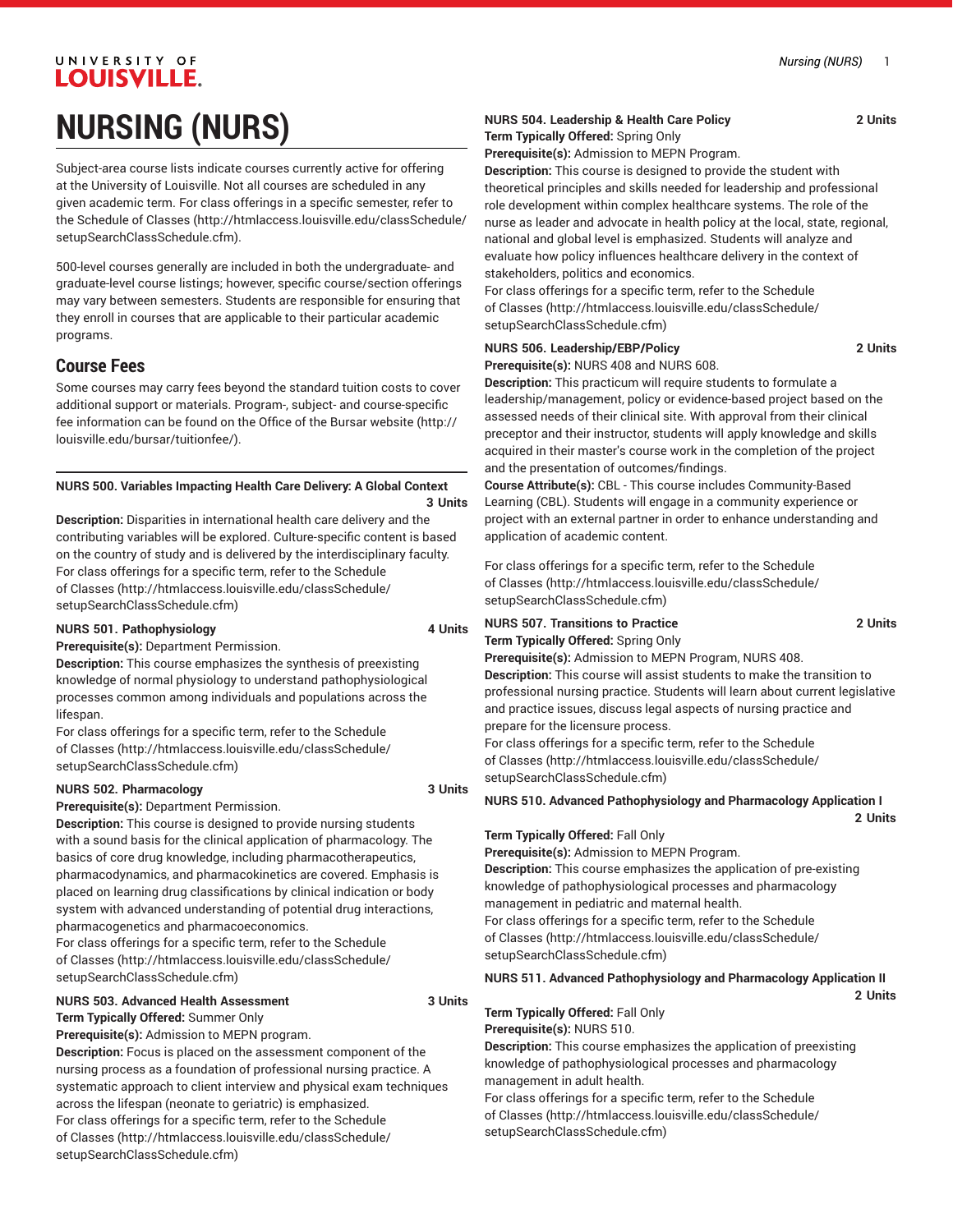# NURSING (NURS)

Subject-area course lists indicate courses currently active for offering at the University of Louisville. Not all courses are scheduled in any given academic term. For class offerings in a specific semester, refer to the Schedule of Classes (http://htmlaccess.louisville.edu/classSchedule/setupSearchClassSchedule.cfm).

500-level courses generally are included in both the undergraduate- and graduate-level course listings; however, specific course/section offerings may vary between semesters. Students are responsible for ensuring that they enroll in courses that are applicable to their particular academic programs.

## Course Fees

Some courses may carry fees beyond the standard tuition costs to cover additional support or materials. Program-, subject- and course-specific fee information can be found on the Office of the Bursar website (http://louisville.edu/bursar/tuitionfee/).

---

**NURS 500. Variables Impacting Health Care Delivery: A Global Context 3 Units**

**Description:** Disparities in international health care delivery and the contributing variables will be explored. Culture-specific content is based on the country of study and is delivered by the interdisciplinary faculty.
For class offerings for a specific term, refer to the Schedule of Classes (http://htmlaccess.louisville.edu/classSchedule/setupSearchClassSchedule.cfm)

**NURS 501. Pathophysiology 4 Units**

**Prerequisite(s):** Department Permission.
**Description:** This course emphasizes the synthesis of preexisting knowledge of normal physiology to understand pathophysiological processes common among individuals and populations across the lifespan.
For class offerings for a specific term, refer to the Schedule of Classes (http://htmlaccess.louisville.edu/classSchedule/setupSearchClassSchedule.cfm)

**NURS 502. Pharmacology 3 Units**

**Prerequisite(s):** Department Permission.
**Description:** This course is designed to provide nursing students with a sound basis for the clinical application of pharmacology. The basics of core drug knowledge, including pharmacotherapeutics, pharmacodynamics, and pharmacokinetics are covered. Emphasis is placed on learning drug classifications by clinical indication or body system with advanced understanding of potential drug interactions, pharmacogenetics and pharmacoeconomics.
For class offerings for a specific term, refer to the Schedule of Classes (http://htmlaccess.louisville.edu/classSchedule/setupSearchClassSchedule.cfm)

**NURS 503. Advanced Health Assessment 3 Units**

**Term Typically Offered:** Summer Only
**Prerequisite(s):** Admission to MEPN program.
**Description:** Focus is placed on the assessment component of the nursing process as a foundation of professional nursing practice. A systematic approach to client interview and physical exam techniques across the lifespan (neonate to geriatric) is emphasized.
For class offerings for a specific term, refer to the Schedule of Classes (http://htmlaccess.louisville.edu/classSchedule/setupSearchClassSchedule.cfm)

**NURS 504. Leadership & Health Care Policy 2 Units**

**Term Typically Offered:** Spring Only
**Prerequisite(s):** Admission to MEPN Program.
**Description:** This course is designed to provide the student with theoretical principles and skills needed for leadership and professional role development within complex healthcare systems. The role of the nurse as leader and advocate in health policy at the local, state, regional, national and global level is emphasized. Students will analyze and evaluate how policy influences healthcare delivery in the context of stakeholders, politics and economics.
For class offerings for a specific term, refer to the Schedule of Classes (http://htmlaccess.louisville.edu/classSchedule/setupSearchClassSchedule.cfm)

**NURS 506. Leadership/EBP/Policy 2 Units**

**Prerequisite(s):** NURS 408 and NURS 608.
**Description:** This practicum will require students to formulate a leadership/management, policy or evidence-based project based on the assessed needs of their clinical site. With approval from their clinical preceptor and their instructor, students will apply knowledge and skills acquired in their master's course work in the completion of the project and the presentation of outcomes/findings.
**Course Attribute(s):** CBL - This course includes Community-Based Learning (CBL). Students will engage in a community experience or project with an external partner in order to enhance understanding and application of academic content.

For class offerings for a specific term, refer to the Schedule of Classes (http://htmlaccess.louisville.edu/classSchedule/setupSearchClassSchedule.cfm)

**NURS 507. Transitions to Practice 2 Units**

**Term Typically Offered:** Spring Only
**Prerequisite(s):** Admission to MEPN Program, NURS 408.
**Description:** This course will assist students to make the transition to professional nursing practice. Students will learn about current legislative and practice issues, discuss legal aspects of nursing practice and prepare for the licensure process.
For class offerings for a specific term, refer to the Schedule of Classes (http://htmlaccess.louisville.edu/classSchedule/setupSearchClassSchedule.cfm)

**NURS 510. Advanced Pathophysiology and Pharmacology Application I 2 Units**

**Term Typically Offered:** Fall Only
**Prerequisite(s):** Admission to MEPN Program.
**Description:** This course emphasizes the application of pre-existing knowledge of pathophysiological processes and pharmacology management in pediatric and maternal health.
For class offerings for a specific term, refer to the Schedule of Classes (http://htmlaccess.louisville.edu/classSchedule/setupSearchClassSchedule.cfm)

**NURS 511. Advanced Pathophysiology and Pharmacology Application II 2 Units**

**Term Typically Offered:** Fall Only
**Prerequisite(s):** NURS 510.
**Description:** This course emphasizes the application of preexisting knowledge of pathophysiological processes and pharmacology management in adult health.
For class offerings for a specific term, refer to the Schedule of Classes (http://htmlaccess.louisville.edu/classSchedule/setupSearchClassSchedule.cfm)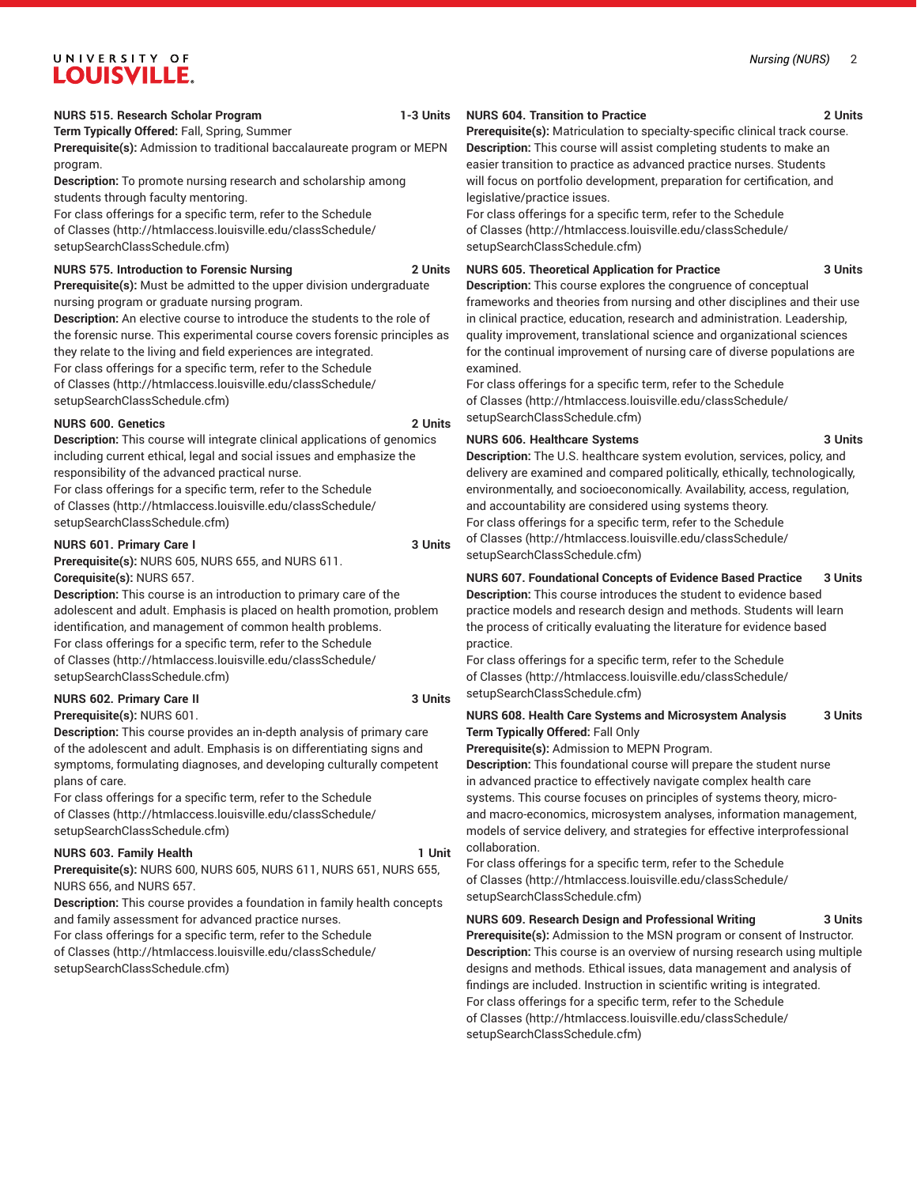**NURS 515. Research Scholar Program 1-3 Units**

**Term Typically Offered:** Fall, Spring, Summer

**Prerequisite(s):** Admission to traditional baccalaureate program or MEPN program.

**Description:** To promote nursing research and scholarship among students through faculty mentoring.

For class offerings for a specific term, refer to the Schedule of Classes (http://htmlaccess.louisville.edu/classSchedule/setupSearchClassSchedule.cfm)

**NURS 575. Introduction to Forensic Nursing 2 Units**

**Prerequisite(s):** Must be admitted to the upper division undergraduate nursing program or graduate nursing program.

**Description:** An elective course to introduce the students to the role of the forensic nurse. This experimental course covers forensic principles as they relate to the living and field experiences are integrated.

For class offerings for a specific term, refer to the Schedule of Classes (http://htmlaccess.louisville.edu/classSchedule/setupSearchClassSchedule.cfm)

**NURS 600. Genetics 2 Units**

**Description:** This course will integrate clinical applications of genomics including current ethical, legal and social issues and emphasize the responsibility of the advanced practical nurse.

For class offerings for a specific term, refer to the Schedule of Classes (http://htmlaccess.louisville.edu/classSchedule/setupSearchClassSchedule.cfm)

**NURS 601. Primary Care I 3 Units**

**Prerequisite(s):** NURS 605, NURS 655, and NURS 611.

**Corequisite(s):** NURS 657.

**Description:** This course is an introduction to primary care of the adolescent and adult. Emphasis is placed on health promotion, problem identification, and management of common health problems.

For class offerings for a specific term, refer to the Schedule of Classes (http://htmlaccess.louisville.edu/classSchedule/setupSearchClassSchedule.cfm)

**NURS 602. Primary Care II 3 Units**

**Prerequisite(s):** NURS 601.

**Description:** This course provides an in-depth analysis of primary care of the adolescent and adult. Emphasis is on differentiating signs and symptoms, formulating diagnoses, and developing culturally competent plans of care.

For class offerings for a specific term, refer to the Schedule of Classes (http://htmlaccess.louisville.edu/classSchedule/setupSearchClassSchedule.cfm)

**NURS 603. Family Health 1 Unit**

**Prerequisite(s):** NURS 600, NURS 605, NURS 611, NURS 651, NURS 655, NURS 656, and NURS 657.

**Description:** This course provides a foundation in family health concepts and family assessment for advanced practice nurses.

For class offerings for a specific term, refer to the Schedule of Classes (http://htmlaccess.louisville.edu/classSchedule/setupSearchClassSchedule.cfm)

**NURS 604. Transition to Practice 2 Units**

**Prerequisite(s):** Matriculation to specialty-specific clinical track course.

**Description:** This course will assist completing students to make an easier transition to practice as advanced practice nurses. Students will focus on portfolio development, preparation for certification, and legislative/practice issues.

For class offerings for a specific term, refer to the Schedule of Classes (http://htmlaccess.louisville.edu/classSchedule/setupSearchClassSchedule.cfm)

**NURS 605. Theoretical Application for Practice 3 Units**

**Description:** This course explores the congruence of conceptual frameworks and theories from nursing and other disciplines and their use in clinical practice, education, research and administration. Leadership, quality improvement, translational science and organizational sciences for the continual improvement of nursing care of diverse populations are examined.

For class offerings for a specific term, refer to the Schedule of Classes (http://htmlaccess.louisville.edu/classSchedule/setupSearchClassSchedule.cfm)

**NURS 606. Healthcare Systems 3 Units**

**Description:** The U.S. healthcare system evolution, services, policy, and delivery are examined and compared politically, ethically, technologically, environmentally, and socioeconomically. Availability, access, regulation, and accountability are considered using systems theory.

For class offerings for a specific term, refer to the Schedule of Classes (http://htmlaccess.louisville.edu/classSchedule/setupSearchClassSchedule.cfm)

**NURS 607. Foundational Concepts of Evidence Based Practice 3 Units**

**Description:** This course introduces the student to evidence based practice models and research design and methods. Students will learn the process of critically evaluating the literature for evidence based practice.

For class offerings for a specific term, refer to the Schedule of Classes (http://htmlaccess.louisville.edu/classSchedule/setupSearchClassSchedule.cfm)

**NURS 608. Health Care Systems and Microsystem Analysis 3 Units**

**Term Typically Offered:** Fall Only

**Prerequisite(s):** Admission to MEPN Program.

**Description:** This foundational course will prepare the student nurse in advanced practice to effectively navigate complex health care systems. This course focuses on principles of systems theory, micro- and macro-economics, microsystem analyses, information management, models of service delivery, and strategies for effective interprofessional collaboration.

For class offerings for a specific term, refer to the Schedule of Classes (http://htmlaccess.louisville.edu/classSchedule/setupSearchClassSchedule.cfm)

**NURS 609. Research Design and Professional Writing 3 Units**

**Prerequisite(s):** Admission to the MSN program or consent of Instructor.

**Description:** This course is an overview of nursing research using multiple designs and methods. Ethical issues, data management and analysis of findings are included. Instruction in scientific writing is integrated.

For class offerings for a specific term, refer to the Schedule of Classes (http://htmlaccess.louisville.edu/classSchedule/setupSearchClassSchedule.cfm)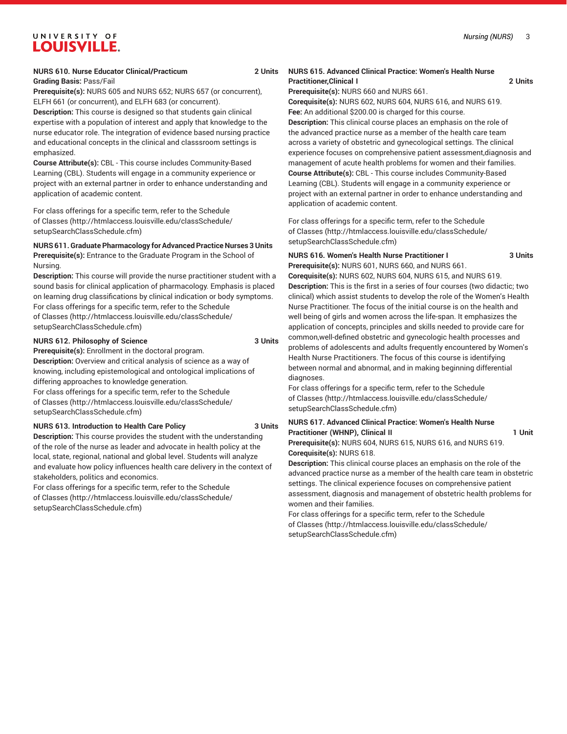**NURS 610. Nurse Educator Clinical/Practicum 2 Units**

**Grading Basis:** Pass/Fail

**Prerequisite(s):** NURS 605 and NURS 652; NURS 657 (or concurrent), ELFH 661 (or concurrent), and ELFH 683 (or concurrent).

**Description:** This course is designed so that students gain clinical expertise with a population of interest and apply that knowledge to the nurse educator role. The integration of evidence based nursing practice and educational concepts in the clinical and classsroom settings is emphasized.

**Course Attribute(s):** CBL - This course includes Community-Based Learning (CBL). Students will engage in a community experience or project with an external partner in order to enhance understanding and application of academic content.

For class offerings for a specific term, refer to the Schedule of Classes (http://htmlaccess.louisville.edu/classSchedule/setupSearchClassSchedule.cfm)

**NURS 611. Graduate Pharmacology for Advanced Practice Nurses 3 Units**

**Prerequisite(s):** Entrance to the Graduate Program in the School of Nursing.

**Description:** This course will provide the nurse practitioner student with a sound basis for clinical application of pharmacology. Emphasis is placed on learning drug classifications by clinical indication or body symptoms.

For class offerings for a specific term, refer to the Schedule of Classes (http://htmlaccess.louisville.edu/classSchedule/setupSearchClassSchedule.cfm)

**NURS 612. Philosophy of Science 3 Units**

**Prerequisite(s):** Enrollment in the doctoral program.

**Description:** Overview and critical analysis of science as a way of knowing, including epistemological and ontological implications of differing approaches to knowledge generation.

For class offerings for a specific term, refer to the Schedule of Classes (http://htmlaccess.louisville.edu/classSchedule/setupSearchClassSchedule.cfm)

**NURS 613. Introduction to Health Care Policy 3 Units**

**Description:** This course provides the student with the understanding of the role of the nurse as leader and advocate in health policy at the local, state, regional, national and global level. Students will analyze and evaluate how policy influences health care delivery in the context of stakeholders, politics and economics.

For class offerings for a specific term, refer to the Schedule of Classes (http://htmlaccess.louisville.edu/classSchedule/setupSearchClassSchedule.cfm)

**NURS 615. Advanced Clinical Practice: Women's Health Nurse Practitioner,Clinical I 2 Units**

**Prerequisite(s):** NURS 660 and NURS 661.

**Corequisite(s):** NURS 602, NURS 604, NURS 616, and NURS 619.

**Fee:** An additional $200.00 is charged for this course.

**Description:** This clinical course places an emphasis on the role of the advanced practice nurse as a member of the health care team across a variety of obstetric and gynecological settings. The clinical experience focuses on comprehensive patient assessment,diagnosis and management of acute health problems for women and their families.

**Course Attribute(s):** CBL - This course includes Community-Based Learning (CBL). Students will engage in a community experience or project with an external partner in order to enhance understanding and application of academic content.

For class offerings for a specific term, refer to the Schedule of Classes (http://htmlaccess.louisville.edu/classSchedule/setupSearchClassSchedule.cfm)

**NURS 616. Women's Health Nurse Practitioner I 3 Units**

**Prerequisite(s):** NURS 601, NURS 660, and NURS 661.

**Corequisite(s):** NURS 602, NURS 604, NURS 615, and NURS 619.

**Description:** This is the first in a series of four courses (two didactic; two clinical) which assist students to develop the role of the Women's Health Nurse Practitioner. The focus of the initial course is on the health and well being of girls and women across the life-span. It emphasizes the application of concepts, principles and skills needed to provide care for common,well-defined obstetric and gynecologic health processes and problems of adolescents and adults frequently encountered by Women's Health Nurse Practitioners. The focus of this course is identifying between normal and abnormal, and in making beginning differential diagnoses.

For class offerings for a specific term, refer to the Schedule of Classes (http://htmlaccess.louisville.edu/classSchedule/setupSearchClassSchedule.cfm)

**NURS 617. Advanced Clinical Practice: Women's Health Nurse Practitioner (WHNP), Clinical II 1 Unit**

**Prerequisite(s):** NURS 604, NURS 615, NURS 616, and NURS 619.

**Corequisite(s):** NURS 618.

**Description:** This clinical course places an emphasis on the role of the advanced practice nurse as a member of the health care team in obstetric settings. The clinical experience focuses on comprehensive patient assessment, diagnosis and management of obstetric health problems for women and their families.

For class offerings for a specific term, refer to the Schedule of Classes (http://htmlaccess.louisville.edu/classSchedule/setupSearchClassSchedule.cfm)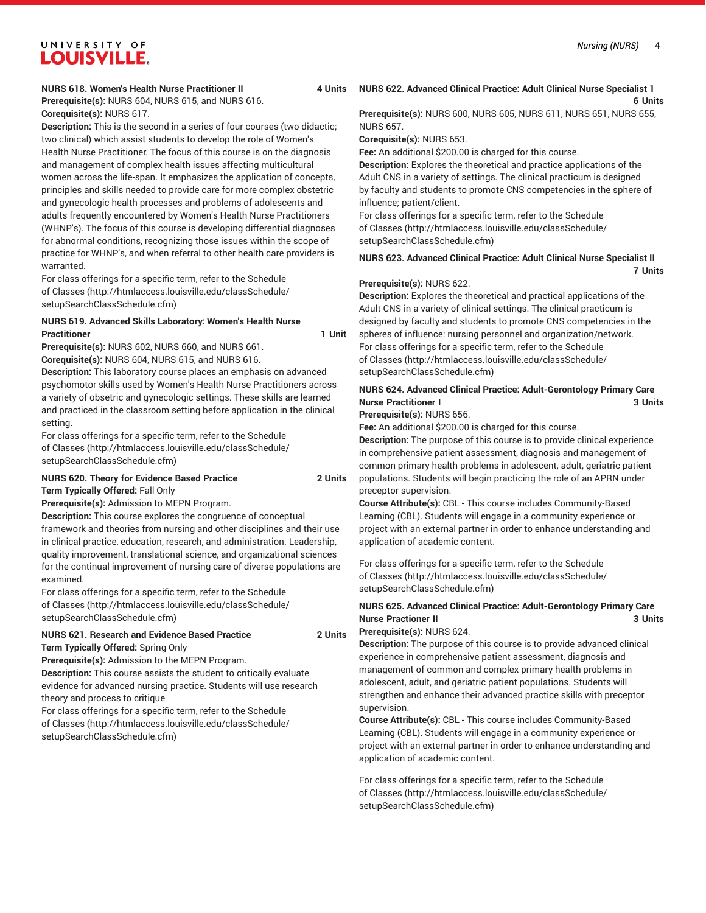**NURS 618. Women's Health Nurse Practitioner II 4 Units**

**Prerequisite(s):** NURS 604, NURS 615, and NURS 616.

**Corequisite(s):** NURS 617.

**Description:** This is the second in a series of four courses (two didactic; two clinical) which assist students to develop the role of Women's Health Nurse Practitioner. The focus of this course is on the diagnosis and management of complex health issues affecting multicultural women across the life-span. It emphasizes the application of concepts, principles and skills needed to provide care for more complex obstetric and gynecologic health processes and problems of adolescents and adults frequently encountered by Women's Health Nurse Practitioners (WHNP's). The focus of this course is developing differential diagnoses for abnormal conditions, recognizing those issues within the scope of practice for WHNP's, and when referral to other health care providers is warranted.

For class offerings for a specific term, refer to the Schedule of Classes (http://htmlaccess.louisville.edu/classSchedule/setupSearchClassSchedule.cfm)

**NURS 619. Advanced Skills Laboratory: Women's Health Nurse Practitioner 1 Unit**

**Prerequisite(s):** NURS 602, NURS 660, and NURS 661.

**Corequisite(s):** NURS 604, NURS 615, and NURS 616.

**Description:** This laboratory course places an emphasis on advanced psychomotor skills used by Women's Health Nurse Practitioners across a variety of obsetric and gynecologic settings. These skills are learned and practiced in the classroom setting before application in the clinical setting.

For class offerings for a specific term, refer to the Schedule of Classes (http://htmlaccess.louisville.edu/classSchedule/setupSearchClassSchedule.cfm)

**NURS 620. Theory for Evidence Based Practice 2 Units**

**Term Typically Offered:** Fall Only

**Prerequisite(s):** Admission to MEPN Program.

**Description:** This course explores the congruence of conceptual framework and theories from nursing and other disciplines and their use in clinical practice, education, research, and administration. Leadership, quality improvement, translational science, and organizational sciences for the continual improvement of nursing care of diverse populations are examined.

For class offerings for a specific term, refer to the Schedule of Classes (http://htmlaccess.louisville.edu/classSchedule/setupSearchClassSchedule.cfm)

**NURS 621. Research and Evidence Based Practice 2 Units**

**Term Typically Offered:** Spring Only

**Prerequisite(s):** Admission to the MEPN Program.

**Description:** This course assists the student to critically evaluate evidence for advanced nursing practice. Students will use research theory and process to critique

For class offerings for a specific term, refer to the Schedule of Classes (http://htmlaccess.louisville.edu/classSchedule/setupSearchClassSchedule.cfm)

**NURS 622. Advanced Clinical Practice: Adult Clinical Nurse Specialist 1 6 Units**

**Prerequisite(s):** NURS 600, NURS 605, NURS 611, NURS 651, NURS 655, NURS 657.

**Corequisite(s):** NURS 653.

**Fee:** An additional $200.00 is charged for this course.

**Description:** Explores the theoretical and practice applications of the Adult CNS in a variety of settings. The clinical practicum is designed by faculty and students to promote CNS competencies in the sphere of influence; patient/client.

For class offerings for a specific term, refer to the Schedule of Classes (http://htmlaccess.louisville.edu/classSchedule/setupSearchClassSchedule.cfm)

**NURS 623. Advanced Clinical Practice: Adult Clinical Nurse Specialist II 7 Units**

**Prerequisite(s):** NURS 622.

**Description:** Explores the theoretical and practical applications of the Adult CNS in a variety of clinical settings. The clinical practicum is designed by faculty and students to promote CNS competencies in the spheres of influence: nursing personnel and organization/network.

For class offerings for a specific term, refer to the Schedule of Classes (http://htmlaccess.louisville.edu/classSchedule/setupSearchClassSchedule.cfm)

**NURS 624. Advanced Clinical Practice: Adult-Gerontology Primary Care Nurse Practitioner I 3 Units**

**Prerequisite(s):** NURS 656.

**Fee:** An additional $200.00 is charged for this course.

**Description:** The purpose of this course is to provide clinical experience in comprehensive patient assessment, diagnosis and management of common primary health problems in adolescent, adult, geriatric patient populations. Students will begin practicing the role of an APRN under preceptor supervision.

**Course Attribute(s):** CBL - This course includes Community-Based Learning (CBL). Students will engage in a community experience or project with an external partner in order to enhance understanding and application of academic content.

For class offerings for a specific term, refer to the Schedule of Classes (http://htmlaccess.louisville.edu/classSchedule/setupSearchClassSchedule.cfm)

**NURS 625. Advanced Clinical Practice: Adult-Gerontology Primary Care Nurse Practioner II 3 Units**

**Prerequisite(s):** NURS 624.

**Description:** The purpose of this course is to provide advanced clinical experience in comprehensive patient assessment, diagnosis and management of common and complex primary health problems in adolescent, adult, and geriatric patient populations. Students will strengthen and enhance their advanced practice skills with preceptor supervision.

**Course Attribute(s):** CBL - This course includes Community-Based Learning (CBL). Students will engage in a community experience or project with an external partner in order to enhance understanding and application of academic content.

For class offerings for a specific term, refer to the Schedule of Classes (http://htmlaccess.louisville.edu/classSchedule/setupSearchClassSchedule.cfm)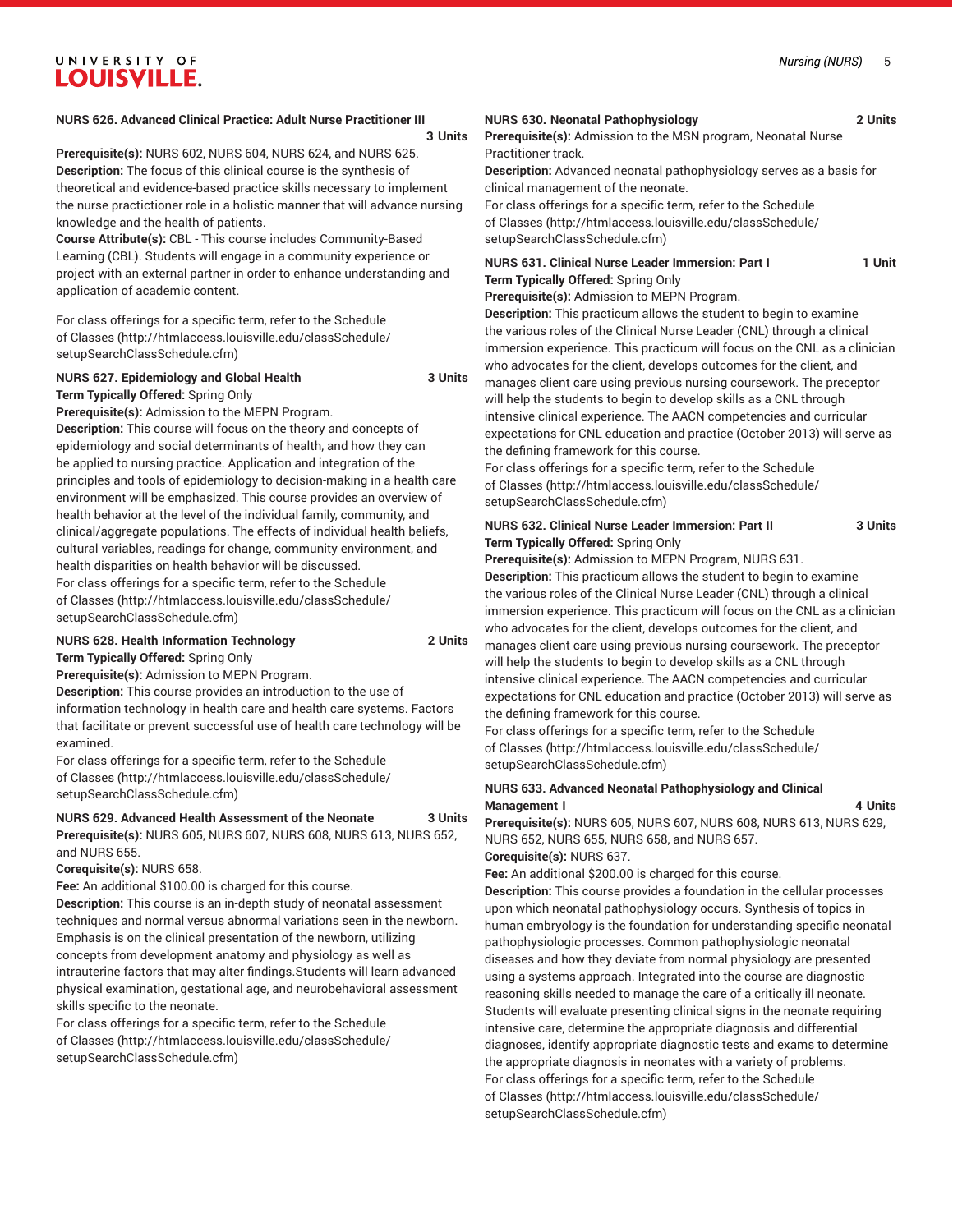**NURS 626. Advanced Clinical Practice: Adult Nurse Practitioner III** **3 Units**

**Prerequisite(s):** NURS 602, NURS 604, NURS 624, and NURS 625.

**Description:** The focus of this clinical course is the synthesis of theoretical and evidence-based practice skills necessary to implement the nurse practitioner role in a holistic manner that will advance nursing knowledge and the health of patients.

**Course Attribute(s):** CBL - This course includes Community-Based Learning (CBL). Students will engage in a community experience or project with an external partner in order to enhance understanding and application of academic content.

For class offerings for a specific term, refer to the Schedule of Classes (http://htmlaccess.louisville.edu/classSchedule/setupSearchClassSchedule.cfm)

**NURS 627. Epidemiology and Global Health** **3 Units**

**Term Typically Offered:** Spring Only

**Prerequisite(s):** Admission to the MEPN Program.

**Description:** This course will focus on the theory and concepts of epidemiology and social determinants of health, and how they can be applied to nursing practice. Application and integration of the principles and tools of epidemiology to decision-making in a health care environment will be emphasized. This course provides an overview of health behavior at the level of the individual family, community, and clinical/aggregate populations. The effects of individual health beliefs, cultural variables, readings for change, community environment, and health disparities on health behavior will be discussed.

For class offerings for a specific term, refer to the Schedule of Classes (http://htmlaccess.louisville.edu/classSchedule/setupSearchClassSchedule.cfm)

**NURS 628. Health Information Technology** **2 Units**

**Term Typically Offered:** Spring Only

**Prerequisite(s):** Admission to MEPN Program.

**Description:** This course provides an introduction to the use of information technology in health care and health care systems. Factors that facilitate or prevent successful use of health care technology will be examined.

For class offerings for a specific term, refer to the Schedule of Classes (http://htmlaccess.louisville.edu/classSchedule/setupSearchClassSchedule.cfm)

**NURS 629. Advanced Health Assessment of the Neonate** **3 Units**

**Prerequisite(s):** NURS 605, NURS 607, NURS 608, NURS 613, NURS 652, and NURS 655.

**Corequisite(s):** NURS 658.

**Fee:** An additional $100.00 is charged for this course.

**Description:** This course is an in-depth study of neonatal assessment techniques and normal versus abnormal variations seen in the newborn. Emphasis is on the clinical presentation of the newborn, utilizing concepts from development anatomy and physiology as well as intrauterine factors that may alter findings.Students will learn advanced physical examination, gestational age, and neurobehavioral assessment skills specific to the neonate.

For class offerings for a specific term, refer to the Schedule of Classes (http://htmlaccess.louisville.edu/classSchedule/setupSearchClassSchedule.cfm)

**NURS 630. Neonatal Pathophysiology** **2 Units**

**Prerequisite(s):** Admission to the MSN program, Neonatal Nurse Practitioner track.

**Description:** Advanced neonatal pathophysiology serves as a basis for clinical management of the neonate.

For class offerings for a specific term, refer to the Schedule of Classes (http://htmlaccess.louisville.edu/classSchedule/setupSearchClassSchedule.cfm)

**NURS 631. Clinical Nurse Leader Immersion: Part I** **1 Unit**

**Term Typically Offered:** Spring Only

**Prerequisite(s):** Admission to MEPN Program.

**Description:** This practicum allows the student to begin to examine the various roles of the Clinical Nurse Leader (CNL) through a clinical immersion experience. This practicum will focus on the CNL as a clinician who advocates for the client, develops outcomes for the client, and manages client care using previous nursing coursework. The preceptor will help the students to begin to develop skills as a CNL through intensive clinical experience. The AACN competencies and curricular expectations for CNL education and practice (October 2013) will serve as the defining framework for this course.

For class offerings for a specific term, refer to the Schedule of Classes (http://htmlaccess.louisville.edu/classSchedule/setupSearchClassSchedule.cfm)

**NURS 632. Clinical Nurse Leader Immersion: Part II** **3 Units**

**Term Typically Offered:** Spring Only

**Prerequisite(s):** Admission to MEPN Program, NURS 631.

**Description:** This practicum allows the student to begin to examine the various roles of the Clinical Nurse Leader (CNL) through a clinical immersion experience. This practicum will focus on the CNL as a clinician who advocates for the client, develops outcomes for the client, and manages client care using previous nursing coursework. The preceptor will help the students to begin to develop skills as a CNL through intensive clinical experience. The AACN competencies and curricular expectations for CNL education and practice (October 2013) will serve as the defining framework for this course.

For class offerings for a specific term, refer to the Schedule of Classes (http://htmlaccess.louisville.edu/classSchedule/setupSearchClassSchedule.cfm)

**NURS 633. Advanced Neonatal Pathophysiology and Clinical Management I** **4 Units**

**Prerequisite(s):** NURS 605, NURS 607, NURS 608, NURS 613, NURS 629, NURS 652, NURS 655, NURS 658, and NURS 657.

**Corequisite(s):** NURS 637.

**Fee:** An additional $200.00 is charged for this course.

**Description:** This course provides a foundation in the cellular processes upon which neonatal pathophysiology occurs. Synthesis of topics in human embryology is the foundation for understanding specific neonatal pathophysiologic processes. Common pathophysiologic neonatal diseases and how they deviate from normal physiology are presented using a systems approach. Integrated into the course are diagnostic reasoning skills needed to manage the care of a critically ill neonate. Students will evaluate presenting clinical signs in the neonate requiring intensive care, determine the appropriate diagnosis and differential diagnoses, identify appropriate diagnostic tests and exams to determine the appropriate diagnosis in neonates with a variety of problems.

For class offerings for a specific term, refer to the Schedule of Classes (http://htmlaccess.louisville.edu/classSchedule/setupSearchClassSchedule.cfm)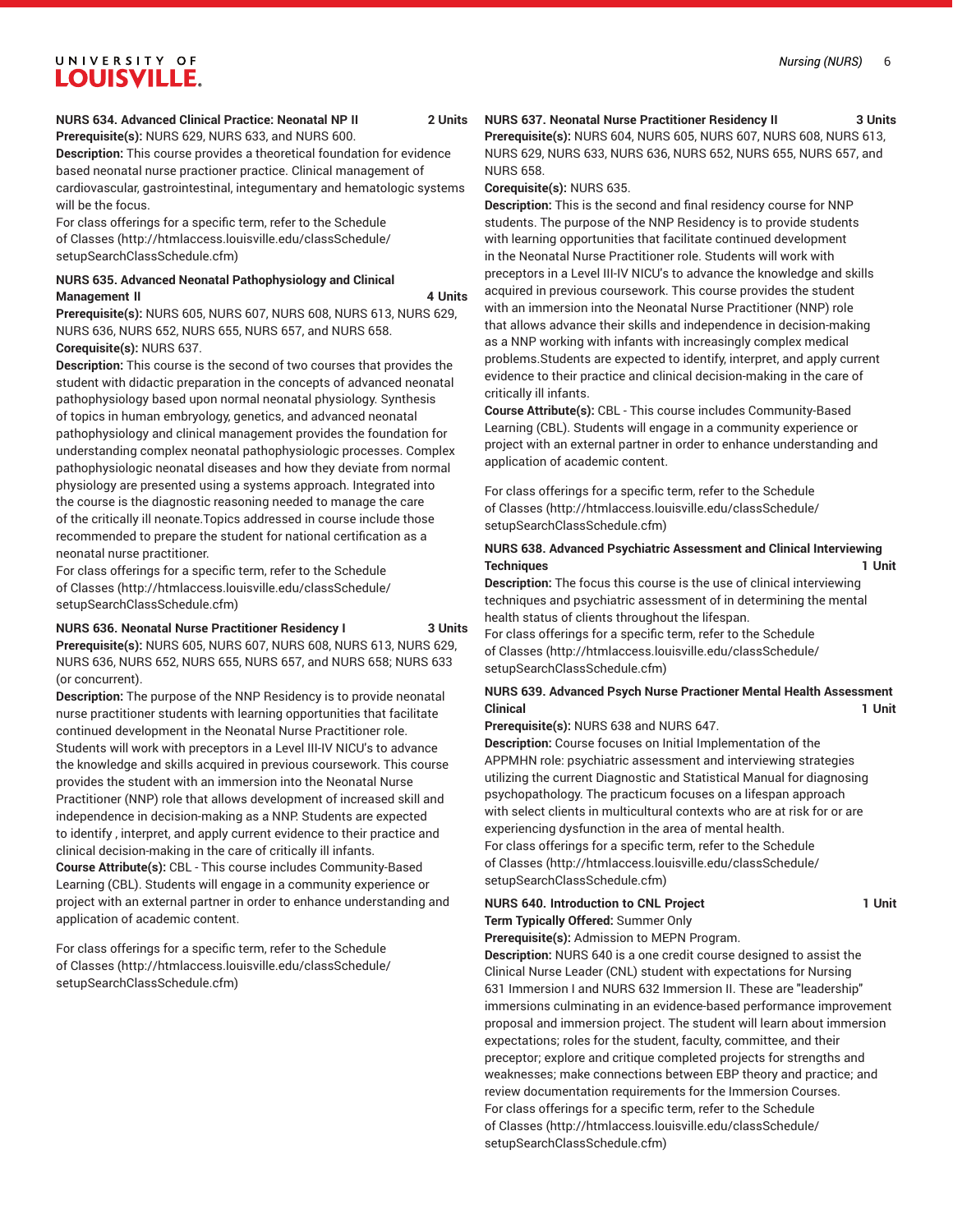**NURS 634. Advanced Clinical Practice: Neonatal NP II 2 Units**

**Prerequisite(s):** NURS 629, NURS 633, and NURS 600.

**Description:** This course provides a theoretical foundation for evidence based neonatal nurse practioner practice. Clinical management of cardiovascular, gastrointestinal, integumentary and hematologic systems will be the focus.

For class offerings for a specific term, refer to the Schedule of Classes (http://htmlaccess.louisville.edu/classSchedule/setupSearchClassSchedule.cfm)

**NURS 635. Advanced Neonatal Pathophysiology and Clinical Management II 4 Units**

**Prerequisite(s):** NURS 605, NURS 607, NURS 608, NURS 613, NURS 629, NURS 636, NURS 652, NURS 655, NURS 657, and NURS 658.

**Corequisite(s):** NURS 637.

**Description:** This course is the second of two courses that provides the student with didactic preparation in the concepts of advanced neonatal pathophysiology based upon normal neonatal physiology. Synthesis of topics in human embryology, genetics, and advanced neonatal pathophysiology and clinical management provides the foundation for understanding complex neonatal pathophysiologic processes. Complex pathophysiologic neonatal diseases and how they deviate from normal physiology are presented using a systems approach. Integrated into the course is the diagnostic reasoning needed to manage the care of the critically ill neonate.Topics addressed in course include those recommended to prepare the student for national certification as a neonatal nurse practitioner.

For class offerings for a specific term, refer to the Schedule of Classes (http://htmlaccess.louisville.edu/classSchedule/setupSearchClassSchedule.cfm)

**NURS 636. Neonatal Nurse Practitioner Residency I 3 Units**

**Prerequisite(s):** NURS 605, NURS 607, NURS 608, NURS 613, NURS 629, NURS 636, NURS 652, NURS 655, NURS 657, and NURS 658; NURS 633 (or concurrent).

**Description:** The purpose of the NNP Residency is to provide neonatal nurse practitioner students with learning opportunities that facilitate continued development in the Neonatal Nurse Practitioner role. Students will work with preceptors in a Level III-IV NICU's to advance the knowledge and skills acquired in previous coursework. This course provides the student with an immersion into the Neonatal Nurse Practitioner (NNP) role that allows development of increased skill and independence in decision-making as a NNP. Students are expected to identify , interpret, and apply current evidence to their practice and clinical decision-making in the care of critically ill infants.

**Course Attribute(s):** CBL - This course includes Community-Based Learning (CBL). Students will engage in a community experience or project with an external partner in order to enhance understanding and application of academic content.

For class offerings for a specific term, refer to the Schedule of Classes (http://htmlaccess.louisville.edu/classSchedule/setupSearchClassSchedule.cfm)

**NURS 637. Neonatal Nurse Practitioner Residency II 3 Units**

**Prerequisite(s):** NURS 604, NURS 605, NURS 607, NURS 608, NURS 613, NURS 629, NURS 633, NURS 636, NURS 652, NURS 655, NURS 657, and NURS 658.

**Corequisite(s):** NURS 635.

**Description:** This is the second and final residency course for NNP students. The purpose of the NNP Residency is to provide students with learning opportunities that facilitate continued development in the Neonatal Nurse Practitioner role. Students will work with preceptors in a Level III-IV NICU's to advance the knowledge and skills acquired in previous coursework. This course provides the student with an immersion into the Neonatal Nurse Practitioner (NNP) role that allows advance their skills and independence in decision-making as a NNP working with infants with increasingly complex medical problems.Students are expected to identify, interpret, and apply current evidence to their practice and clinical decision-making in the care of critically ill infants.

**Course Attribute(s):** CBL - This course includes Community-Based Learning (CBL). Students will engage in a community experience or project with an external partner in order to enhance understanding and application of academic content.

For class offerings for a specific term, refer to the Schedule of Classes (http://htmlaccess.louisville.edu/classSchedule/setupSearchClassSchedule.cfm)

**NURS 638. Advanced Psychiatric Assessment and Clinical Interviewing Techniques 1 Unit**

**Description:** The focus this course is the use of clinical interviewing techniques and psychiatric assessment of in determining the mental health status of clients throughout the lifespan.

For class offerings for a specific term, refer to the Schedule of Classes (http://htmlaccess.louisville.edu/classSchedule/setupSearchClassSchedule.cfm)

**NURS 639. Advanced Psych Nurse Practioner Mental Health Assessment Clinical 1 Unit**

**Prerequisite(s):** NURS 638 and NURS 647.

**Description:** Course focuses on Initial Implementation of the APPMHN role: psychiatric assessment and interviewing strategies utilizing the current Diagnostic and Statistical Manual for diagnosing psychopathology. The practicum focuses on a lifespan approach with select clients in multicultural contexts who are at risk for or are experiencing dysfunction in the area of mental health.

For class offerings for a specific term, refer to the Schedule of Classes (http://htmlaccess.louisville.edu/classSchedule/setupSearchClassSchedule.cfm)

**NURS 640. Introduction to CNL Project 1 Unit**

**Term Typically Offered:** Summer Only

**Prerequisite(s):** Admission to MEPN Program.

**Description:** NURS 640 is a one credit course designed to assist the Clinical Nurse Leader (CNL) student with expectations for Nursing 631 Immersion I and NURS 632 Immersion II. These are "leadership" immersions culminating in an evidence-based performance improvement proposal and immersion project. The student will learn about immersion expectations; roles for the student, faculty, committee, and their preceptor; explore and critique completed projects for strengths and weaknesses; make connections between EBP theory and practice; and review documentation requirements for the Immersion Courses.

For class offerings for a specific term, refer to the Schedule of Classes (http://htmlaccess.louisville.edu/classSchedule/setupSearchClassSchedule.cfm)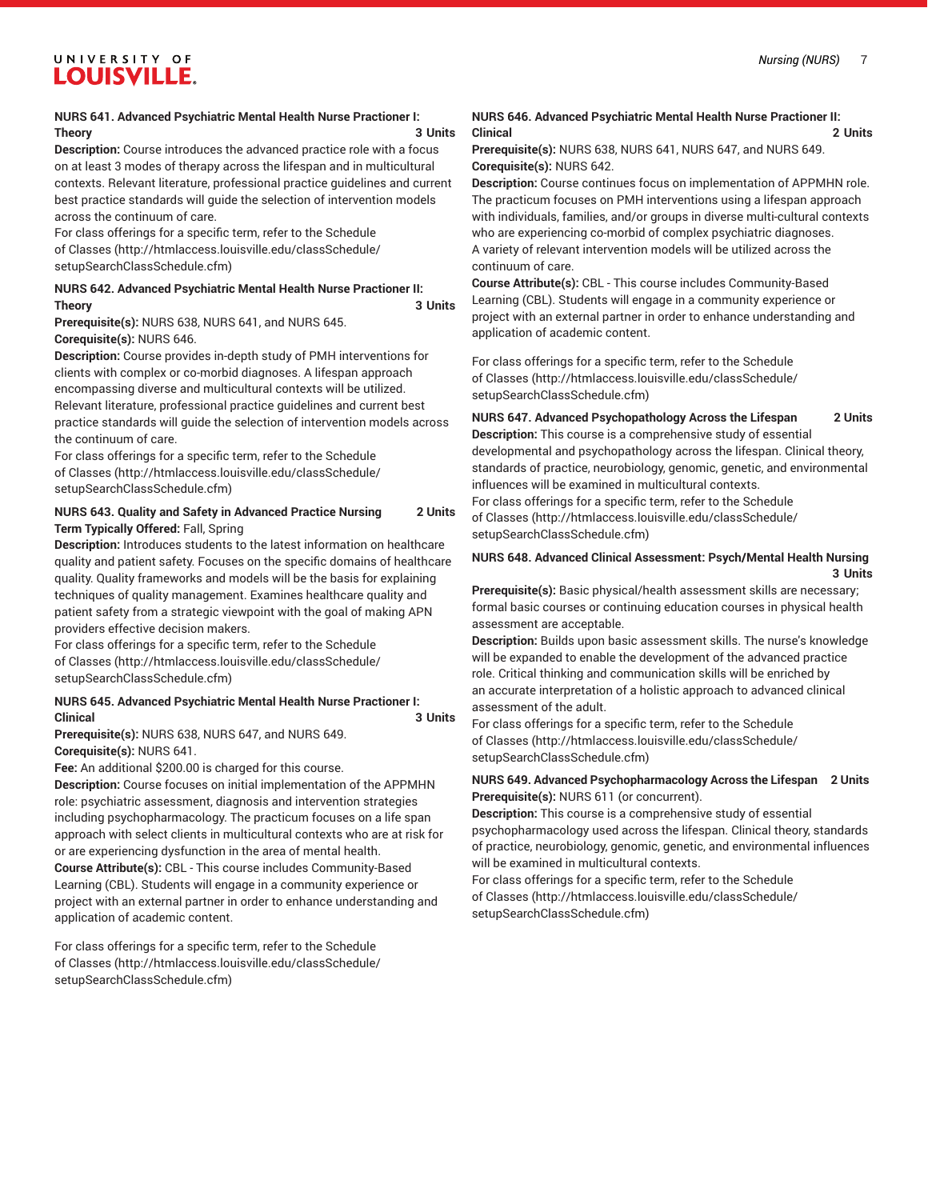**NURS 641. Advanced Psychiatric Mental Health Nurse Practioner I: Theory 3 Units**

**Description:** Course introduces the advanced practice role with a focus on at least 3 modes of therapy across the lifespan and in multicultural contexts. Relevant literature, professional practice guidelines and current best practice standards will guide the selection of intervention models across the continuum of care.

For class offerings for a specific term, refer to the Schedule of Classes (http://htmlaccess.louisville.edu/classSchedule/setupSearchClassSchedule.cfm)

**NURS 642. Advanced Psychiatric Mental Health Nurse Practioner II: Theory 3 Units**

**Prerequisite(s):** NURS 638, NURS 641, and NURS 645.

**Corequisite(s):** NURS 646.

**Description:** Course provides in-depth study of PMH interventions for clients with complex or co-morbid diagnoses. A lifespan approach encompassing diverse and multicultural contexts will be utilized. Relevant literature, professional practice guidelines and current best practice standards will guide the selection of intervention models across the continuum of care.

For class offerings for a specific term, refer to the Schedule of Classes (http://htmlaccess.louisville.edu/classSchedule/setupSearchClassSchedule.cfm)

**NURS 643. Quality and Safety in Advanced Practice Nursing 2 Units**

**Term Typically Offered:** Fall, Spring

**Description:** Introduces students to the latest information on healthcare quality and patient safety. Focuses on the specific domains of healthcare quality. Quality frameworks and models will be the basis for explaining techniques of quality management. Examines healthcare quality and patient safety from a strategic viewpoint with the goal of making APN providers effective decision makers.

For class offerings for a specific term, refer to the Schedule of Classes (http://htmlaccess.louisville.edu/classSchedule/setupSearchClassSchedule.cfm)

**NURS 645. Advanced Psychiatric Mental Health Nurse Practioner I: Clinical 3 Units**

**Prerequisite(s):** NURS 638, NURS 647, and NURS 649.

**Corequisite(s):** NURS 641.

**Fee:** An additional $200.00 is charged for this course.

**Description:** Course focuses on initial implementation of the APPMHN role: psychiatric assessment, diagnosis and intervention strategies including psychopharmacology. The practicum focuses on a life span approach with select clients in multicultural contexts who are at risk for or are experiencing dysfunction in the area of mental health.

**Course Attribute(s):** CBL - This course includes Community-Based Learning (CBL). Students will engage in a community experience or project with an external partner in order to enhance understanding and application of academic content.

For class offerings for a specific term, refer to the Schedule of Classes (http://htmlaccess.louisville.edu/classSchedule/setupSearchClassSchedule.cfm)

**NURS 646. Advanced Psychiatric Mental Health Nurse Practioner II: Clinical 2 Units**

**Prerequisite(s):** NURS 638, NURS 641, NURS 647, and NURS 649.

**Corequisite(s):** NURS 642.

**Description:** Course continues focus on implementation of APPMHN role. The practicum focuses on PMH interventions using a lifespan approach with individuals, families, and/or groups in diverse multi-cultural contexts who are experiencing co-morbid of complex psychiatric diagnoses. A variety of relevant intervention models will be utilized across the continuum of care.

**Course Attribute(s):** CBL - This course includes Community-Based Learning (CBL). Students will engage in a community experience or project with an external partner in order to enhance understanding and application of academic content.

For class offerings for a specific term, refer to the Schedule of Classes (http://htmlaccess.louisville.edu/classSchedule/setupSearchClassSchedule.cfm)

**NURS 647. Advanced Psychopathology Across the Lifespan 2 Units**

**Description:** This course is a comprehensive study of essential developmental and psychopathology across the lifespan. Clinical theory, standards of practice, neurobiology, genomic, genetic, and environmental influences will be examined in multicultural contexts.

For class offerings for a specific term, refer to the Schedule of Classes (http://htmlaccess.louisville.edu/classSchedule/setupSearchClassSchedule.cfm)

**NURS 648. Advanced Clinical Assessment: Psych/Mental Health Nursing 3 Units**

**Prerequisite(s):** Basic physical/health assessment skills are necessary; formal basic courses or continuing education courses in physical health assessment are acceptable.

**Description:** Builds upon basic assessment skills. The nurse's knowledge will be expanded to enable the development of the advanced practice role. Critical thinking and communication skills will be enriched by an accurate interpretation of a holistic approach to advanced clinical assessment of the adult.

For class offerings for a specific term, refer to the Schedule of Classes (http://htmlaccess.louisville.edu/classSchedule/setupSearchClassSchedule.cfm)

**NURS 649. Advanced Psychopharmacology Across the Lifespan 2 Units**

**Prerequisite(s):** NURS 611 (or concurrent).

**Description:** This course is a comprehensive study of essential psychopharmacology used across the lifespan. Clinical theory, standards of practice, neurobiology, genomic, genetic, and environmental influences will be examined in multicultural contexts.

For class offerings for a specific term, refer to the Schedule of Classes (http://htmlaccess.louisville.edu/classSchedule/setupSearchClassSchedule.cfm)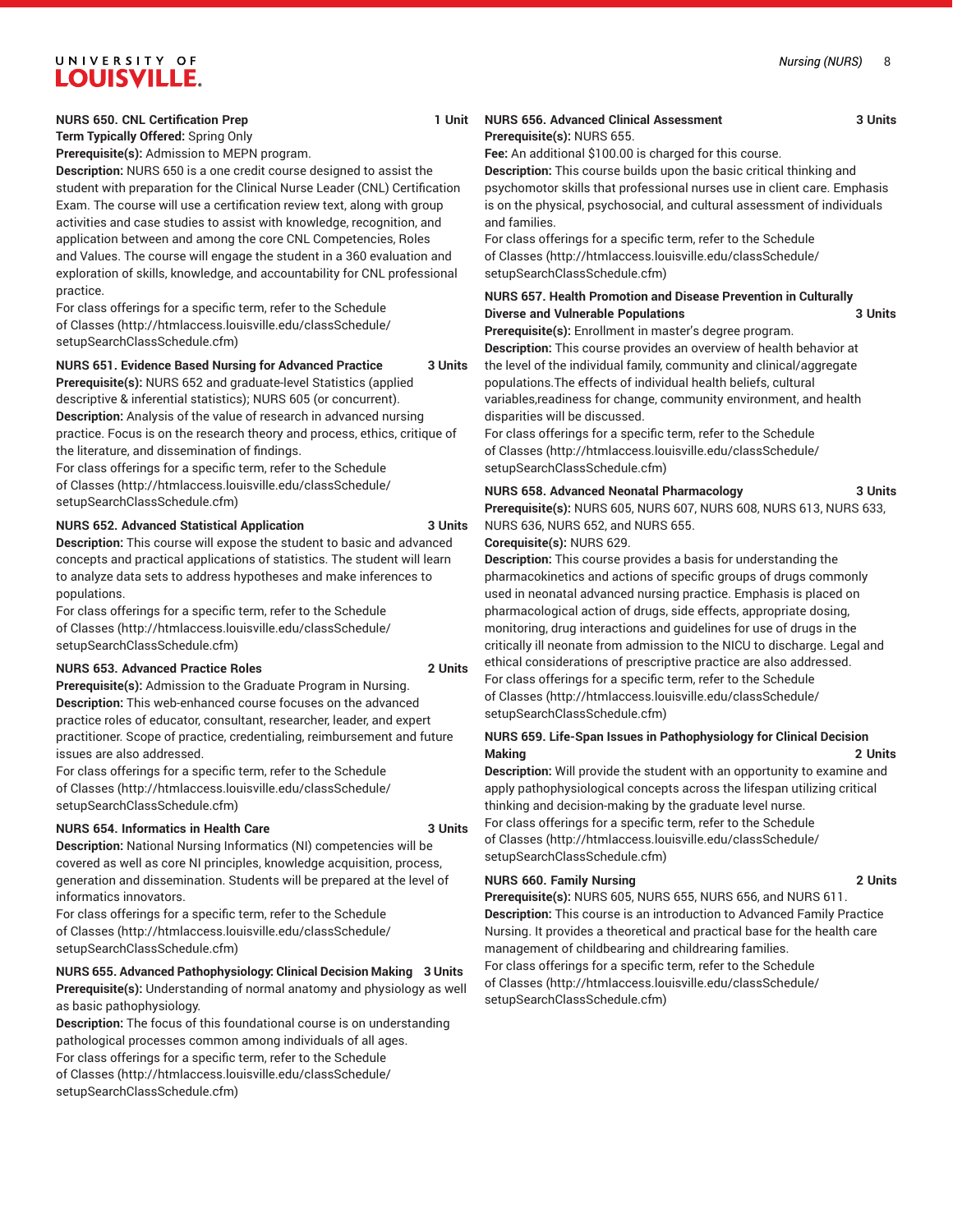**NURS 650. CNL Certification Prep 1 Unit**

**Term Typically Offered:** Spring Only

**Prerequisite(s):** Admission to MEPN program.

**Description:** NURS 650 is a one credit course designed to assist the student with preparation for the Clinical Nurse Leader (CNL) Certification Exam. The course will use a certification review text, along with group activities and case studies to assist with knowledge, recognition, and application between and among the core CNL Competencies, Roles and Values. The course will engage the student in a 360 evaluation and exploration of skills, knowledge, and accountability for CNL professional practice.

For class offerings for a specific term, refer to the Schedule of Classes (http://htmlaccess.louisville.edu/classSchedule/setupSearchClassSchedule.cfm)

**NURS 651. Evidence Based Nursing for Advanced Practice 3 Units**

**Prerequisite(s):** NURS 652 and graduate-level Statistics (applied descriptive & inferential statistics); NURS 605 (or concurrent).

**Description:** Analysis of the value of research in advanced nursing practice. Focus is on the research theory and process, ethics, critique of the literature, and dissemination of findings.

For class offerings for a specific term, refer to the Schedule of Classes (http://htmlaccess.louisville.edu/classSchedule/setupSearchClassSchedule.cfm)

**NURS 652. Advanced Statistical Application 3 Units**

**Description:** This course will expose the student to basic and advanced concepts and practical applications of statistics. The student will learn to analyze data sets to address hypotheses and make inferences to populations.

For class offerings for a specific term, refer to the Schedule of Classes (http://htmlaccess.louisville.edu/classSchedule/setupSearchClassSchedule.cfm)

**NURS 653. Advanced Practice Roles 2 Units**

**Prerequisite(s):** Admission to the Graduate Program in Nursing.

**Description:** This web-enhanced course focuses on the advanced practice roles of educator, consultant, researcher, leader, and expert practitioner. Scope of practice, credentialing, reimbursement and future issues are also addressed.

For class offerings for a specific term, refer to the Schedule of Classes (http://htmlaccess.louisville.edu/classSchedule/setupSearchClassSchedule.cfm)

**NURS 654. Informatics in Health Care 3 Units**

**Description:** National Nursing Informatics (NI) competencies will be covered as well as core NI principles, knowledge acquisition, process, generation and dissemination. Students will be prepared at the level of informatics innovators.

For class offerings for a specific term, refer to the Schedule of Classes (http://htmlaccess.louisville.edu/classSchedule/setupSearchClassSchedule.cfm)

**NURS 655. Advanced Pathophysiology: Clinical Decision Making 3 Units**

**Prerequisite(s):** Understanding of normal anatomy and physiology as well as basic pathophysiology.

**Description:** The focus of this foundational course is on understanding pathological processes common among individuals of all ages.

For class offerings for a specific term, refer to the Schedule of Classes (http://htmlaccess.louisville.edu/classSchedule/setupSearchClassSchedule.cfm)

**NURS 656. Advanced Clinical Assessment 3 Units**

**Prerequisite(s):** NURS 655.

**Fee:** An additional $100.00 is charged for this course.

**Description:** This course builds upon the basic critical thinking and psychomotor skills that professional nurses use in client care. Emphasis is on the physical, psychosocial, and cultural assessment of individuals and families.

For class offerings for a specific term, refer to the Schedule of Classes (http://htmlaccess.louisville.edu/classSchedule/setupSearchClassSchedule.cfm)

**NURS 657. Health Promotion and Disease Prevention in Culturally Diverse and Vulnerable Populations 3 Units**

**Prerequisite(s):** Enrollment in master's degree program.

**Description:** This course provides an overview of health behavior at the level of the individual family, community and clinical/aggregate populations.The effects of individual health beliefs, cultural variables,readiness for change, community environment, and health disparities will be discussed.

For class offerings for a specific term, refer to the Schedule of Classes (http://htmlaccess.louisville.edu/classSchedule/setupSearchClassSchedule.cfm)

**NURS 658. Advanced Neonatal Pharmacology 3 Units**

**Prerequisite(s):** NURS 605, NURS 607, NURS 608, NURS 613, NURS 633, NURS 636, NURS 652, and NURS 655.

**Corequisite(s):** NURS 629.

**Description:** This course provides a basis for understanding the pharmacokinetics and actions of specific groups of drugs commonly used in neonatal advanced nursing practice. Emphasis is placed on pharmacological action of drugs, side effects, appropriate dosing, monitoring, drug interactions and guidelines for use of drugs in the critically ill neonate from admission to the NICU to discharge. Legal and ethical considerations of prescriptive practice are also addressed.

For class offerings for a specific term, refer to the Schedule of Classes (http://htmlaccess.louisville.edu/classSchedule/setupSearchClassSchedule.cfm)

**NURS 659. Life-Span Issues in Pathophysiology for Clinical Decision Making 2 Units**

**Description:** Will provide the student with an opportunity to examine and apply pathophysiological concepts across the lifespan utilizing critical thinking and decision-making by the graduate level nurse.

For class offerings for a specific term, refer to the Schedule of Classes (http://htmlaccess.louisville.edu/classSchedule/setupSearchClassSchedule.cfm)

**NURS 660. Family Nursing 2 Units**

**Prerequisite(s):** NURS 605, NURS 655, NURS 656, and NURS 611.

**Description:** This course is an introduction to Advanced Family Practice Nursing. It provides a theoretical and practical base for the health care management of childbearing and childrearing families.

For class offerings for a specific term, refer to the Schedule of Classes (http://htmlaccess.louisville.edu/classSchedule/setupSearchClassSchedule.cfm)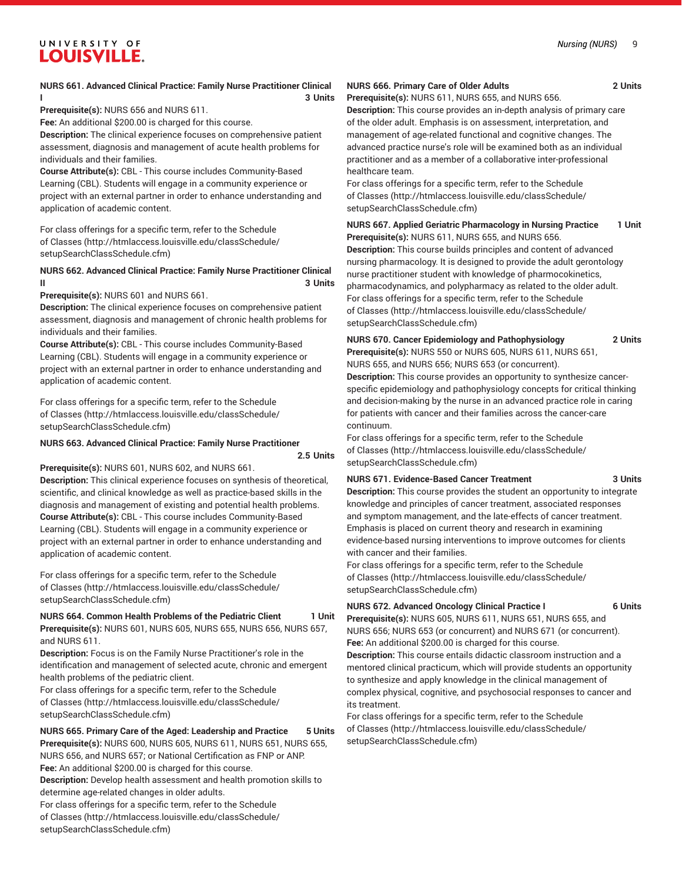**NURS 661. Advanced Clinical Practice: Family Nurse Practitioner Clinical I** **3 Units**

**Prerequisite(s):** NURS 656 and NURS 611.

**Fee:** An additional $200.00 is charged for this course.

**Description:** The clinical experience focuses on comprehensive patient assessment, diagnosis and management of acute health problems for individuals and their families.

**Course Attribute(s):** CBL - This course includes Community-Based Learning (CBL). Students will engage in a community experience or project with an external partner in order to enhance understanding and application of academic content.

For class offerings for a specific term, refer to the Schedule of Classes (http://htmlaccess.louisville.edu/classSchedule/setupSearchClassSchedule.cfm)

**NURS 662. Advanced Clinical Practice: Family Nurse Practitioner Clinical II** **3 Units**

**Prerequisite(s):** NURS 601 and NURS 661.

**Description:** The clinical experience focuses on comprehensive patient assessment, diagnosis and management of chronic health problems for individuals and their families.

**Course Attribute(s):** CBL - This course includes Community-Based Learning (CBL). Students will engage in a community experience or project with an external partner in order to enhance understanding and application of academic content.

For class offerings for a specific term, refer to the Schedule of Classes (http://htmlaccess.louisville.edu/classSchedule/setupSearchClassSchedule.cfm)

**NURS 663. Advanced Clinical Practice: Family Nurse Practitioner** **2.5 Units**

**Prerequisite(s):** NURS 601, NURS 602, and NURS 661.

**Description:** This clinical experience focuses on synthesis of theoretical, scientific, and clinical knowledge as well as practice-based skills in the diagnosis and management of existing and potential health problems.

**Course Attribute(s):** CBL - This course includes Community-Based Learning (CBL). Students will engage in a community experience or project with an external partner in order to enhance understanding and application of academic content.

For class offerings for a specific term, refer to the Schedule of Classes (http://htmlaccess.louisville.edu/classSchedule/setupSearchClassSchedule.cfm)

**NURS 664. Common Health Problems of the Pediatric Client** **1 Unit**

**Prerequisite(s):** NURS 601, NURS 605, NURS 655, NURS 656, NURS 657, and NURS 611.

**Description:** Focus is on the Family Nurse Practitioner's role in the identification and management of selected acute, chronic and emergent health problems of the pediatric client.

For class offerings for a specific term, refer to the Schedule of Classes (http://htmlaccess.louisville.edu/classSchedule/setupSearchClassSchedule.cfm)

**NURS 665. Primary Care of the Aged: Leadership and Practice** **5 Units**

**Prerequisite(s):** NURS 600, NURS 605, NURS 611, NURS 651, NURS 655, NURS 656, and NURS 657; or National Certification as FNP or ANP.

**Fee:** An additional $200.00 is charged for this course.

**Description:** Develop health assessment and health promotion skills to determine age-related changes in older adults.

For class offerings for a specific term, refer to the Schedule of Classes (http://htmlaccess.louisville.edu/classSchedule/setupSearchClassSchedule.cfm)

**NURS 666. Primary Care of Older Adults** **2 Units**

**Prerequisite(s):** NURS 611, NURS 655, and NURS 656.

**Description:** This course provides an in-depth analysis of primary care of the older adult. Emphasis is on assessment, interpretation, and management of age-related functional and cognitive changes. The advanced practice nurse's role will be examined both as an individual practitioner and as a member of a collaborative inter-professional healthcare team.

For class offerings for a specific term, refer to the Schedule of Classes (http://htmlaccess.louisville.edu/classSchedule/setupSearchClassSchedule.cfm)

**NURS 667. Applied Geriatric Pharmacology in Nursing Practice** **1 Unit**

**Prerequisite(s):** NURS 611, NURS 655, and NURS 656.

**Description:** This course builds principles and content of advanced nursing pharmacology. It is designed to provide the adult gerontology nurse practitioner student with knowledge of pharmocokinetics, pharmacodynamics, and polypharmacy as related to the older adult.

For class offerings for a specific term, refer to the Schedule of Classes (http://htmlaccess.louisville.edu/classSchedule/setupSearchClassSchedule.cfm)

**NURS 670. Cancer Epidemiology and Pathophysiology** **2 Units**

**Prerequisite(s):** NURS 550 or NURS 605, NURS 611, NURS 651, NURS 655, and NURS 656; NURS 653 (or concurrent).

**Description:** This course provides an opportunity to synthesize cancer-specific epidemiology and pathophysiology concepts for critical thinking and decision-making by the nurse in an advanced practice role in caring for patients with cancer and their families across the cancer-care continuum.

For class offerings for a specific term, refer to the Schedule of Classes (http://htmlaccess.louisville.edu/classSchedule/setupSearchClassSchedule.cfm)

**NURS 671. Evidence-Based Cancer Treatment** **3 Units**

**Description:** This course provides the student an opportunity to integrate knowledge and principles of cancer treatment, associated responses and symptom management, and the late-effects of cancer treatment. Emphasis is placed on current theory and research in examining evidence-based nursing interventions to improve outcomes for clients with cancer and their families.

For class offerings for a specific term, refer to the Schedule of Classes (http://htmlaccess.louisville.edu/classSchedule/setupSearchClassSchedule.cfm)

**NURS 672. Advanced Oncology Clinical Practice I** **6 Units**

**Prerequisite(s):** NURS 605, NURS 611, NURS 651, NURS 655, and NURS 656; NURS 653 (or concurrent) and NURS 671 (or concurrent).

**Fee:** An additional $200.00 is charged for this course.

**Description:** This course entails didactic classroom instruction and a mentored clinical practicum, which will provide students an opportunity to synthesize and apply knowledge in the clinical management of complex physical, cognitive, and psychosocial responses to cancer and its treatment.

For class offerings for a specific term, refer to the Schedule of Classes (http://htmlaccess.louisville.edu/classSchedule/setupSearchClassSchedule.cfm)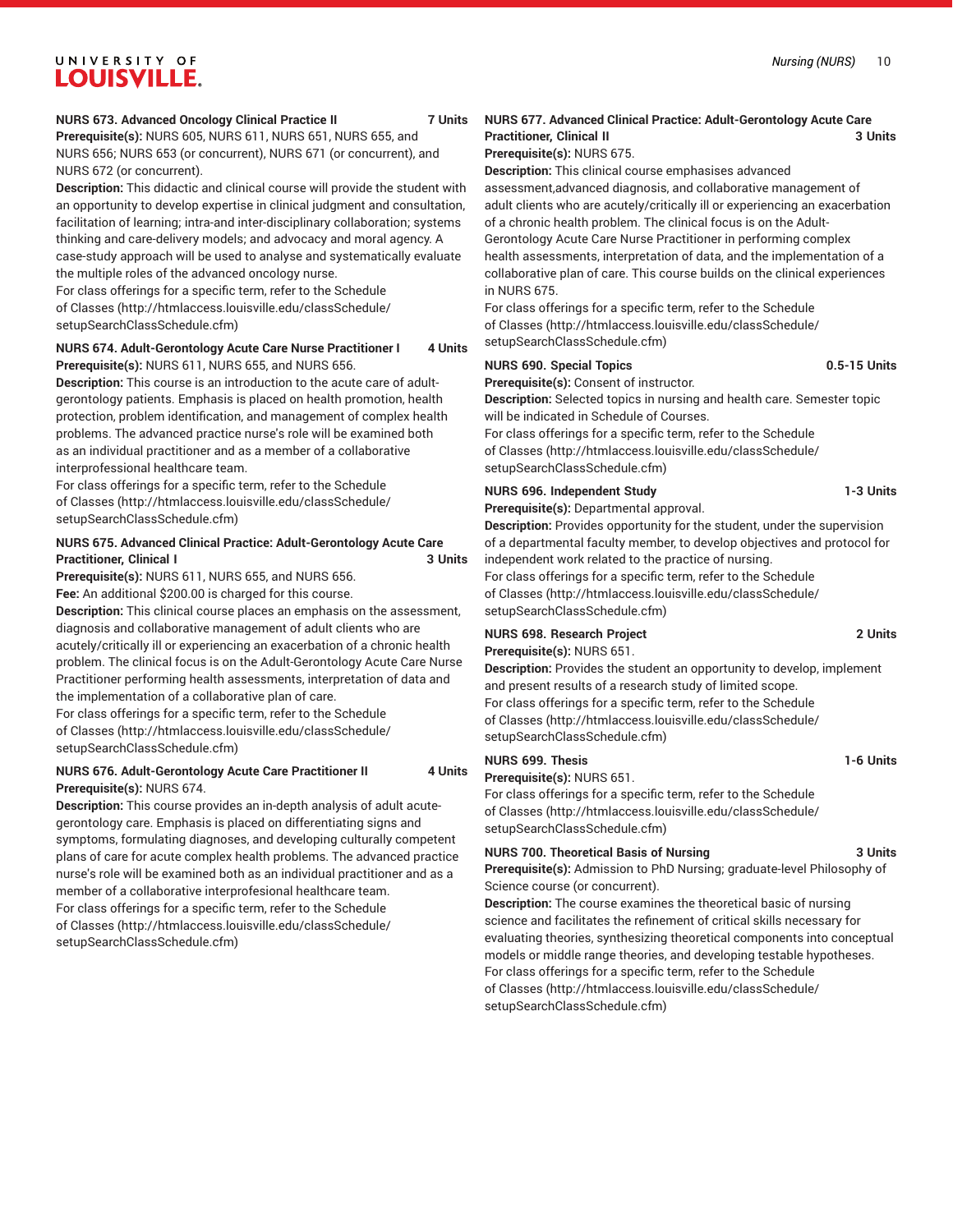**NURS 673. Advanced Oncology Clinical Practice II 7 Units**

**Prerequisite(s):** NURS 605, NURS 611, NURS 651, NURS 655, and NURS 656; NURS 653 (or concurrent), NURS 671 (or concurrent), and NURS 672 (or concurrent).

**Description:** This didactic and clinical course will provide the student with an opportunity to develop expertise in clinical judgment and consultation, facilitation of learning; intra-and inter-disciplinary collaboration; systems thinking and care-delivery models; and advocacy and moral agency. A case-study approach will be used to analyse and systematically evaluate the multiple roles of the advanced oncology nurse.

For class offerings for a specific term, refer to the Schedule of Classes (http://htmlaccess.louisville.edu/classSchedule/setupSearchClassSchedule.cfm)

**NURS 674. Adult-Gerontology Acute Care Nurse Practitioner I 4 Units**

**Prerequisite(s):** NURS 611, NURS 655, and NURS 656.

**Description:** This course is an introduction to the acute care of adult-gerontology patients. Emphasis is placed on health promotion, health protection, problem identification, and management of complex health problems. The advanced practice nurse's role will be examined both as an individual practitioner and as a member of a collaborative interprofessional healthcare team.

For class offerings for a specific term, refer to the Schedule of Classes (http://htmlaccess.louisville.edu/classSchedule/setupSearchClassSchedule.cfm)

**NURS 675. Advanced Clinical Practice: Adult-Gerontology Acute Care Practitioner, Clinical I 3 Units**

**Prerequisite(s):** NURS 611, NURS 655, and NURS 656.

**Fee:** An additional $200.00 is charged for this course.

**Description:** This clinical course places an emphasis on the assessment, diagnosis and collaborative management of adult clients who are acutely/critically ill or experiencing an exacerbation of a chronic health problem. The clinical focus is on the Adult-Gerontology Acute Care Nurse Practitioner performing health assessments, interpretation of data and the implementation of a collaborative plan of care.

For class offerings for a specific term, refer to the Schedule of Classes (http://htmlaccess.louisville.edu/classSchedule/setupSearchClassSchedule.cfm)

**NURS 676. Adult-Gerontology Acute Care Practitioner II 4 Units**

**Prerequisite(s):** NURS 674.

**Description:** This course provides an in-depth analysis of adult acute-gerontology care. Emphasis is placed on differentiating signs and symptoms, formulating diagnoses, and developing culturally competent plans of care for acute complex health problems. The advanced practice nurse's role will be examined both as an individual practitioner and as a member of a collaborative interprofesional healthcare team.

For class offerings for a specific term, refer to the Schedule of Classes (http://htmlaccess.louisville.edu/classSchedule/setupSearchClassSchedule.cfm)

**NURS 677. Advanced Clinical Practice: Adult-Gerontology Acute Care Practitioner, Clinical II 3 Units**

**Prerequisite(s):** NURS 675.

**Description:** This clinical course emphasises advanced assessment,advanced diagnosis, and collaborative management of adult clients who are acutely/critically ill or experiencing an exacerbation of a chronic health problem. The clinical focus is on the Adult-Gerontology Acute Care Nurse Practitioner in performing complex health assessments, interpretation of data, and the implementation of a collaborative plan of care. This course builds on the clinical experiences in NURS 675.

For class offerings for a specific term, refer to the Schedule of Classes (http://htmlaccess.louisville.edu/classSchedule/setupSearchClassSchedule.cfm)

**NURS 690. Special Topics 0.5-15 Units**

**Prerequisite(s):** Consent of instructor.

**Description:** Selected topics in nursing and health care. Semester topic will be indicated in Schedule of Courses.

For class offerings for a specific term, refer to the Schedule of Classes (http://htmlaccess.louisville.edu/classSchedule/setupSearchClassSchedule.cfm)

**NURS 696. Independent Study 1-3 Units**

**Prerequisite(s):** Departmental approval.

**Description:** Provides opportunity for the student, under the supervision of a departmental faculty member, to develop objectives and protocol for independent work related to the practice of nursing.

For class offerings for a specific term, refer to the Schedule of Classes (http://htmlaccess.louisville.edu/classSchedule/setupSearchClassSchedule.cfm)

**NURS 698. Research Project 2 Units**

**Prerequisite(s):** NURS 651.

**Description:** Provides the student an opportunity to develop, implement and present results of a research study of limited scope.

For class offerings for a specific term, refer to the Schedule of Classes (http://htmlaccess.louisville.edu/classSchedule/setupSearchClassSchedule.cfm)

**NURS 699. Thesis 1-6 Units**

**Prerequisite(s):** NURS 651.

For class offerings for a specific term, refer to the Schedule of Classes (http://htmlaccess.louisville.edu/classSchedule/setupSearchClassSchedule.cfm)

**NURS 700. Theoretical Basis of Nursing 3 Units**

**Prerequisite(s):** Admission to PhD Nursing; graduate-level Philosophy of Science course (or concurrent).

**Description:** The course examines the theoretical basic of nursing science and facilitates the refinement of critical skills necessary for evaluating theories, synthesizing theoretical components into conceptual models or middle range theories, and developing testable hypotheses.

For class offerings for a specific term, refer to the Schedule of Classes (http://htmlaccess.louisville.edu/classSchedule/setupSearchClassSchedule.cfm)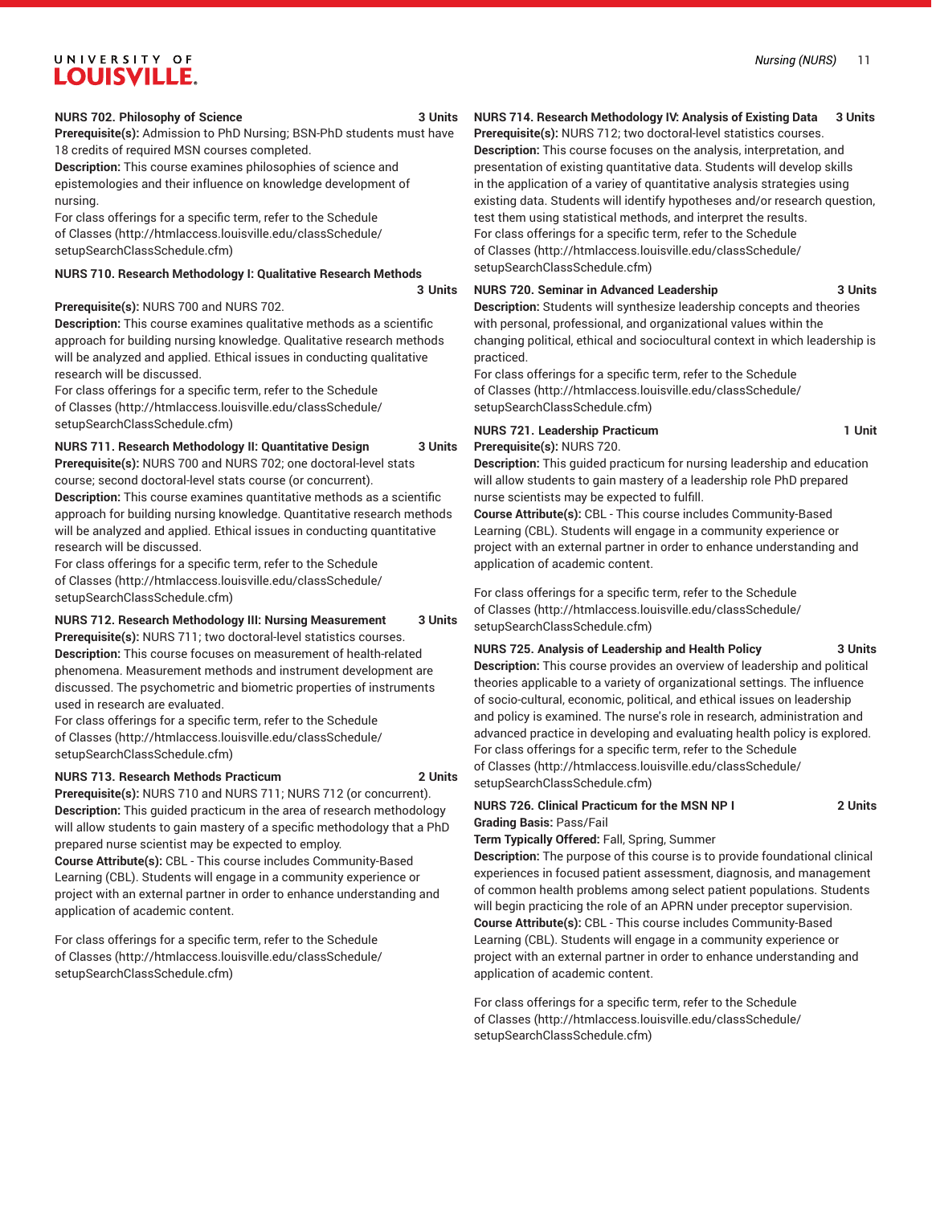**NURS 702. Philosophy of Science 3 Units**

**Prerequisite(s):** Admission to PhD Nursing; BSN-PhD students must have 18 credits of required MSN courses completed.

**Description:** This course examines philosophies of science and epistemologies and their influence on knowledge development of nursing.

For class offerings for a specific term, refer to the Schedule of Classes (http://htmlaccess.louisville.edu/classSchedule/setupSearchClassSchedule.cfm)

**NURS 710. Research Methodology I: Qualitative Research Methods 3 Units**

**Prerequisite(s):** NURS 700 and NURS 702.

**Description:** This course examines qualitative methods as a scientific approach for building nursing knowledge. Qualitative research methods will be analyzed and applied. Ethical issues in conducting qualitative research will be discussed.

For class offerings for a specific term, refer to the Schedule of Classes (http://htmlaccess.louisville.edu/classSchedule/setupSearchClassSchedule.cfm)

**NURS 711. Research Methodology II: Quantitative Design 3 Units**

**Prerequisite(s):** NURS 700 and NURS 702; one doctoral-level stats course; second doctoral-level stats course (or concurrent).

**Description:** This course examines quantitative methods as a scientific approach for building nursing knowledge. Quantitative research methods will be analyzed and applied. Ethical issues in conducting quantitative research will be discussed.

For class offerings for a specific term, refer to the Schedule of Classes (http://htmlaccess.louisville.edu/classSchedule/setupSearchClassSchedule.cfm)

**NURS 712. Research Methodology III: Nursing Measurement 3 Units**

**Prerequisite(s):** NURS 711; two doctoral-level statistics courses.

**Description:** This course focuses on measurement of health-related phenomena. Measurement methods and instrument development are discussed. The psychometric and biometric properties of instruments used in research are evaluated.

For class offerings for a specific term, refer to the Schedule of Classes (http://htmlaccess.louisville.edu/classSchedule/setupSearchClassSchedule.cfm)

**NURS 713. Research Methods Practicum 2 Units**

**Prerequisite(s):** NURS 710 and NURS 711; NURS 712 (or concurrent).

**Description:** This guided practicum in the area of research methodology will allow students to gain mastery of a specific methodology that a PhD prepared nurse scientist may be expected to employ.

**Course Attribute(s):** CBL - This course includes Community-Based Learning (CBL). Students will engage in a community experience or project with an external partner in order to enhance understanding and application of academic content.

For class offerings for a specific term, refer to the Schedule of Classes (http://htmlaccess.louisville.edu/classSchedule/setupSearchClassSchedule.cfm)

**NURS 714. Research Methodology IV: Analysis of Existing Data 3 Units**

**Prerequisite(s):** NURS 712; two doctoral-level statistics courses.

**Description:** This course focuses on the analysis, interpretation, and presentation of existing quantitative data. Students will develop skills in the application of a variey of quantitative analysis strategies using existing data. Students will identify hypotheses and/or research question, test them using statistical methods, and interpret the results.

For class offerings for a specific term, refer to the Schedule of Classes (http://htmlaccess.louisville.edu/classSchedule/setupSearchClassSchedule.cfm)

**NURS 720. Seminar in Advanced Leadership 3 Units**

**Description:** Students will synthesize leadership concepts and theories with personal, professional, and organizational values within the changing political, ethical and sociocultural context in which leadership is practiced.

For class offerings for a specific term, refer to the Schedule of Classes (http://htmlaccess.louisville.edu/classSchedule/setupSearchClassSchedule.cfm)

**NURS 721. Leadership Practicum 1 Unit**

**Prerequisite(s):** NURS 720.

**Description:** This guided practicum for nursing leadership and education will allow students to gain mastery of a leadership role PhD prepared nurse scientists may be expected to fulfill.

**Course Attribute(s):** CBL - This course includes Community-Based Learning (CBL). Students will engage in a community experience or project with an external partner in order to enhance understanding and application of academic content.

For class offerings for a specific term, refer to the Schedule of Classes (http://htmlaccess.louisville.edu/classSchedule/setupSearchClassSchedule.cfm)

**NURS 725. Analysis of Leadership and Health Policy 3 Units**

**Description:** This course provides an overview of leadership and political theories applicable to a variety of organizational settings. The influence of socio-cultural, economic, political, and ethical issues on leadership and policy is examined. The nurse's role in research, administration and advanced practice in developing and evaluating health policy is explored.

For class offerings for a specific term, refer to the Schedule of Classes (http://htmlaccess.louisville.edu/classSchedule/setupSearchClassSchedule.cfm)

**NURS 726. Clinical Practicum for the MSN NP I 2 Units**

**Grading Basis:** Pass/Fail

**Term Typically Offered:** Fall, Spring, Summer

**Description:** The purpose of this course is to provide foundational clinical experiences in focused patient assessment, diagnosis, and management of common health problems among select patient populations. Students will begin practicing the role of an APRN under preceptor supervision.

**Course Attribute(s):** CBL - This course includes Community-Based Learning (CBL). Students will engage in a community experience or project with an external partner in order to enhance understanding and application of academic content.

For class offerings for a specific term, refer to the Schedule of Classes (http://htmlaccess.louisville.edu/classSchedule/setupSearchClassSchedule.cfm)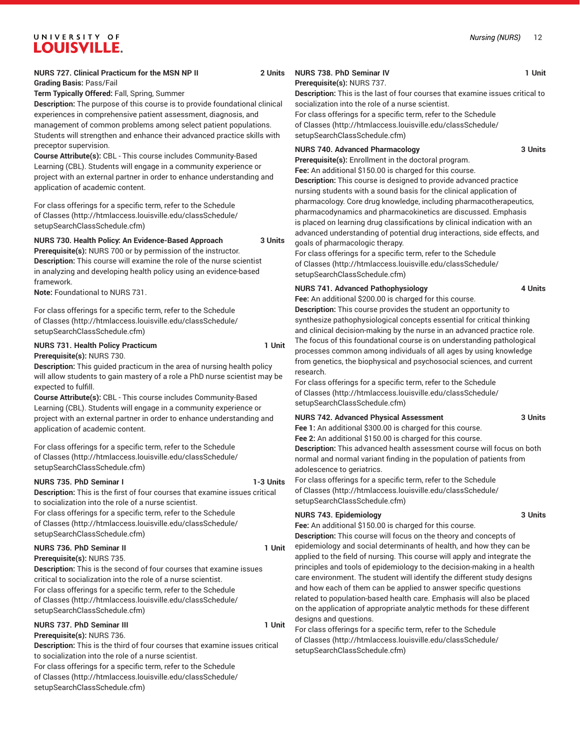**NURS 727. Clinical Practicum for the MSN NP II** 2 Units

**Grading Basis:** Pass/Fail

**Term Typically Offered:** Fall, Spring, Summer

**Description:** The purpose of this course is to provide foundational clinical experiences in comprehensive patient assessment, diagnosis, and management of common problems among select patient populations. Students will strengthen and enhance their advanced practice skills with preceptor supervision.

**Course Attribute(s):** CBL - This course includes Community-Based Learning (CBL). Students will engage in a community experience or project with an external partner in order to enhance understanding and application of academic content.

For class offerings for a specific term, refer to the Schedule of Classes (http://htmlaccess.louisville.edu/classSchedule/setupSearchClassSchedule.cfm)

**NURS 730. Health Policy: An Evidence-Based Approach** 3 Units

**Prerequisite(s):** NURS 700 or by permission of the instructor.

**Description:** This course will examine the role of the nurse scientist in analyzing and developing health policy using an evidence-based framework.

**Note:** Foundational to NURS 731.

For class offerings for a specific term, refer to the Schedule of Classes (http://htmlaccess.louisville.edu/classSchedule/setupSearchClassSchedule.cfm)

**NURS 731. Health Policy Practicum** 1 Unit

**Prerequisite(s):** NURS 730.

**Description:** This guided practicum in the area of nursing health policy will allow students to gain mastery of a role a PhD nurse scientist may be expected to fulfill.

**Course Attribute(s):** CBL - This course includes Community-Based Learning (CBL). Students will engage in a community experience or project with an external partner in order to enhance understanding and application of academic content.

For class offerings for a specific term, refer to the Schedule of Classes (http://htmlaccess.louisville.edu/classSchedule/setupSearchClassSchedule.cfm)

**NURS 735. PhD Seminar I** 1-3 Units

**Description:** This is the first of four courses that examine issues critical to socialization into the role of a nurse scientist.

For class offerings for a specific term, refer to the Schedule of Classes (http://htmlaccess.louisville.edu/classSchedule/setupSearchClassSchedule.cfm)

**NURS 736. PhD Seminar II** 1 Unit

**Prerequisite(s):** NURS 735.

**Description:** This is the second of four courses that examine issues critical to socialization into the role of a nurse scientist.

For class offerings for a specific term, refer to the Schedule of Classes (http://htmlaccess.louisville.edu/classSchedule/setupSearchClassSchedule.cfm)

**NURS 737. PhD Seminar III** 1 Unit

**Prerequisite(s):** NURS 736.

**Description:** This is the third of four courses that examine issues critical to socialization into the role of a nurse scientist.

For class offerings for a specific term, refer to the Schedule of Classes (http://htmlaccess.louisville.edu/classSchedule/setupSearchClassSchedule.cfm)

**NURS 738. PhD Seminar IV** 1 Unit

**Prerequisite(s):** NURS 737.

**Description:** This is the last of four courses that examine issues critical to socialization into the role of a nurse scientist.

For class offerings for a specific term, refer to the Schedule of Classes (http://htmlaccess.louisville.edu/classSchedule/setupSearchClassSchedule.cfm)

**NURS 740. Advanced Pharmacology** 3 Units

**Prerequisite(s):** Enrollment in the doctoral program.

**Fee:** An additional $150.00 is charged for this course.

**Description:** This course is designed to provide advanced practice nursing students with a sound basis for the clinical application of pharmacology. Core drug knowledge, including pharmacotherapeutics, pharmacodynamics and pharmacokinetics are discussed. Emphasis is placed on learning drug classifications by clinical indication with an advanced understanding of potential drug interactions, side effects, and goals of pharmacologic therapy.

For class offerings for a specific term, refer to the Schedule of Classes (http://htmlaccess.louisville.edu/classSchedule/setupSearchClassSchedule.cfm)

**NURS 741. Advanced Pathophysiology** 4 Units

**Fee:** An additional $200.00 is charged for this course.

**Description:** This course provides the student an opportunity to synthesize pathophysiological concepts essential for critical thinking and clinical decision-making by the nurse in an advanced practice role. The focus of this foundational course is on understanding pathological processes common among individuals of all ages by using knowledge from genetics, the biophysical and psychosocial sciences, and current research.

For class offerings for a specific term, refer to the Schedule of Classes (http://htmlaccess.louisville.edu/classSchedule/setupSearchClassSchedule.cfm)

**NURS 742. Advanced Physical Assessment** 3 Units

**Fee 1:** An additional $300.00 is charged for this course.

**Fee 2:** An additional $150.00 is charged for this course.

**Description:** This advanced health assessment course will focus on both normal and normal variant finding in the population of patients from adolescence to geriatrics.

For class offerings for a specific term, refer to the Schedule of Classes (http://htmlaccess.louisville.edu/classSchedule/setupSearchClassSchedule.cfm)

**NURS 743. Epidemiology** 3 Units

**Fee:** An additional $150.00 is charged for this course.

**Description:** This course will focus on the theory and concepts of epidemiology and social determinants of health, and how they can be applied to the field of nursing. This course will apply and integrate the principles and tools of epidemiology to the decision-making in a health care environment. The student will identify the different study designs and how each of them can be applied to answer specific questions related to population-based health care. Emphasis will also be placed on the application of appropriate analytic methods for these different designs and questions.

For class offerings for a specific term, refer to the Schedule of Classes (http://htmlaccess.louisville.edu/classSchedule/setupSearchClassSchedule.cfm)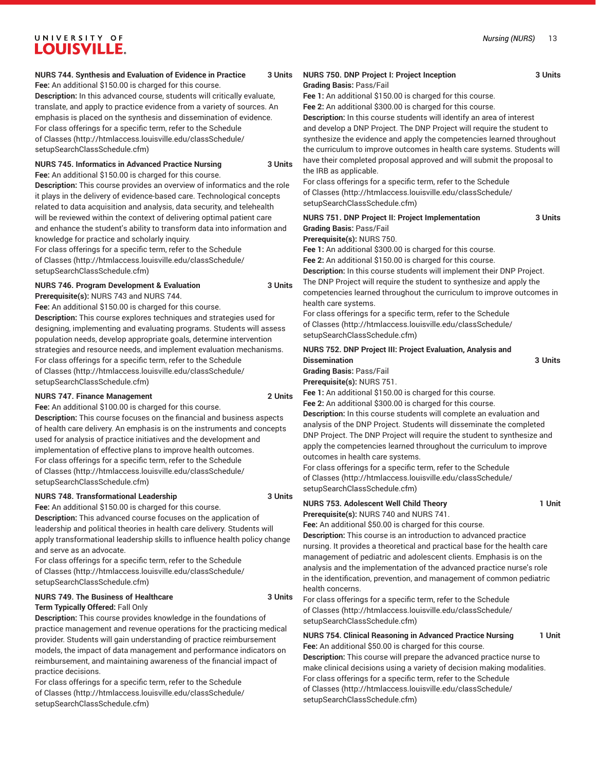**NURS 744. Synthesis and Evaluation of Evidence in Practice 3 Units**

**Fee:** An additional $150.00 is charged for this course.

**Description:** In this advanced course, students will critically evaluate, translate, and apply to practice evidence from a variety of sources. An emphasis is placed on the synthesis and dissemination of evidence.

For class offerings for a specific term, refer to the Schedule of Classes (http://htmlaccess.louisville.edu/classSchedule/setupSearchClassSchedule.cfm)

**NURS 745. Informatics in Advanced Practice Nursing 3 Units**

**Fee:** An additional $150.00 is charged for this course.

**Description:** This course provides an overview of informatics and the role it plays in the delivery of evidence-based care. Technological concepts related to data acquisition and analysis, data security, and telehealth will be reviewed within the context of delivering optimal patient care and enhance the student's ability to transform data into information and knowledge for practice and scholarly inquiry.

For class offerings for a specific term, refer to the Schedule of Classes (http://htmlaccess.louisville.edu/classSchedule/setupSearchClassSchedule.cfm)

**NURS 746. Program Development & Evaluation 3 Units**

**Prerequisite(s):** NURS 743 and NURS 744.

**Fee:** An additional $150.00 is charged for this course.

**Description:** This course explores techniques and strategies used for designing, implementing and evaluating programs. Students will assess population needs, develop appropriate goals, determine intervention strategies and resource needs, and implement evaluation mechanisms.

For class offerings for a specific term, refer to the Schedule of Classes (http://htmlaccess.louisville.edu/classSchedule/setupSearchClassSchedule.cfm)

**NURS 747. Finance Management 2 Units**

**Fee:** An additional $100.00 is charged for this course.

**Description:** This course focuses on the financial and business aspects of health care delivery. An emphasis is on the instruments and concepts used for analysis of practice initiatives and the development and implementation of effective plans to improve health outcomes.

For class offerings for a specific term, refer to the Schedule of Classes (http://htmlaccess.louisville.edu/classSchedule/setupSearchClassSchedule.cfm)

**NURS 748. Transformational Leadership 3 Units**

**Fee:** An additional $150.00 is charged for this course.

**Description:** This advanced course focuses on the application of leadership and political theories in health care delivery. Students will apply transformational leadership skills to influence health policy change and serve as an advocate.

For class offerings for a specific term, refer to the Schedule of Classes (http://htmlaccess.louisville.edu/classSchedule/setupSearchClassSchedule.cfm)

**NURS 749. The Business of Healthcare 3 Units**

**Term Typically Offered:** Fall Only

**Description:** This course provides knowledge in the foundations of practice management and revenue operations for the practicing medical provider. Students will gain understanding of practice reimbursement models, the impact of data management and performance indicators on reimbursement, and maintaining awareness of the financial impact of practice decisions.

For class offerings for a specific term, refer to the Schedule of Classes (http://htmlaccess.louisville.edu/classSchedule/setupSearchClassSchedule.cfm)

**NURS 750. DNP Project I: Project Inception 3 Units**

**Grading Basis:** Pass/Fail

**Fee 1:** An additional $150.00 is charged for this course.

**Fee 2:** An additional $300.00 is charged for this course.

**Description:** In this course students will identify an area of interest and develop a DNP Project. The DNP Project will require the student to synthesize the evidence and apply the competencies learned throughout the curriculum to improve outcomes in health care systems. Students will have their completed proposal approved and will submit the proposal to the IRB as applicable.

For class offerings for a specific term, refer to the Schedule of Classes (http://htmlaccess.louisville.edu/classSchedule/setupSearchClassSchedule.cfm)

**NURS 751. DNP Project II: Project Implementation 3 Units**

**Grading Basis:** Pass/Fail

**Prerequisite(s):** NURS 750.

**Fee 1:** An additional $300.00 is charged for this course.

**Fee 2:** An additional $150.00 is charged for this course.

**Description:** In this course students will implement their DNP Project. The DNP Project will require the student to synthesize and apply the competencies learned throughout the curriculum to improve outcomes in health care systems.

For class offerings for a specific term, refer to the Schedule of Classes (http://htmlaccess.louisville.edu/classSchedule/setupSearchClassSchedule.cfm)

**NURS 752. DNP Project III: Project Evaluation, Analysis and Dissemination 3 Units**

**Grading Basis:** Pass/Fail

**Prerequisite(s):** NURS 751.

**Fee 1:** An additional $150.00 is charged for this course.

**Fee 2:** An additional $300.00 is charged for this course.

**Description:** In this course students will complete an evaluation and analysis of the DNP Project. Students will disseminate the completed DNP Project. The DNP Project will require the student to synthesize and apply the competencies learned throughout the curriculum to improve outcomes in health care systems.

For class offerings for a specific term, refer to the Schedule of Classes (http://htmlaccess.louisville.edu/classSchedule/setupSearchClassSchedule.cfm)

**NURS 753. Adolescent Well Child Theory 1 Unit**

**Prerequisite(s):** NURS 740 and NURS 741.

**Fee:** An additional $50.00 is charged for this course.

**Description:** This course is an introduction to advanced practice nursing. It provides a theoretical and practical base for the health care management of pediatric and adolescent clients. Emphasis is on the analysis and the implementation of the advanced practice nurse's role in the identification, prevention, and management of common pediatric health concerns.

For class offerings for a specific term, refer to the Schedule of Classes (http://htmlaccess.louisville.edu/classSchedule/setupSearchClassSchedule.cfm)

**NURS 754. Clinical Reasoning in Advanced Practice Nursing 1 Unit**

**Fee:** An additional $50.00 is charged for this course.

**Description:** This course will prepare the advanced practice nurse to make clinical decisions using a variety of decision making modalities.

For class offerings for a specific term, refer to the Schedule of Classes (http://htmlaccess.louisville.edu/classSchedule/setupSearchClassSchedule.cfm)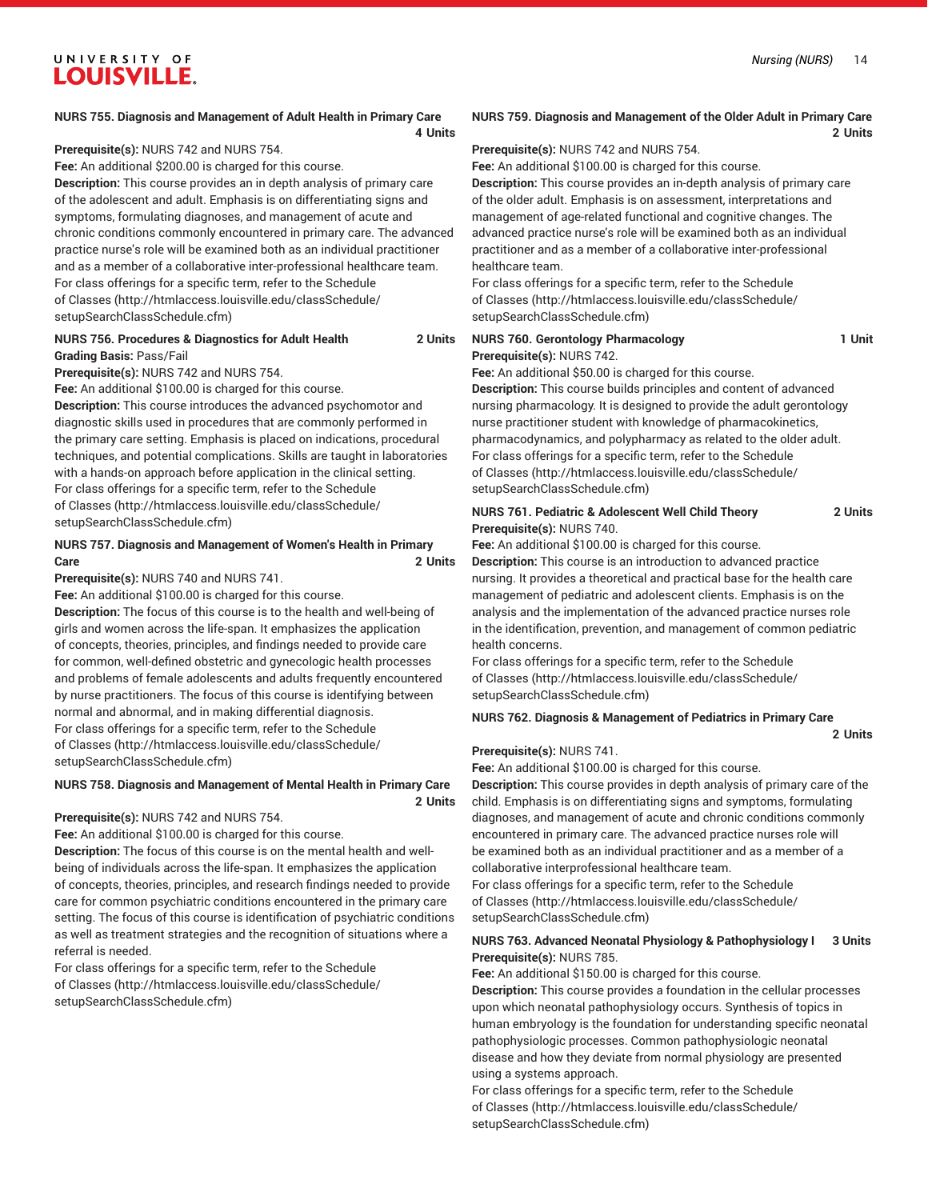**NURS 755. Diagnosis and Management of Adult Health in Primary Care 4 Units**

**Prerequisite(s):** NURS 742 and NURS 754.

**Fee:** An additional $200.00 is charged for this course.

**Description:** This course provides an in depth analysis of primary care of the adolescent and adult. Emphasis is on differentiating signs and symptoms, formulating diagnoses, and management of acute and chronic conditions commonly encountered in primary care. The advanced practice nurse's role will be examined both as an individual practitioner and as a member of a collaborative inter-professional healthcare team.

For class offerings for a specific term, refer to the Schedule of Classes (http://htmlaccess.louisville.edu/classSchedule/setupSearchClassSchedule.cfm)

**NURS 756. Procedures & Diagnostics for Adult Health 2 Units**

**Grading Basis:** Pass/Fail

**Prerequisite(s):** NURS 742 and NURS 754.

**Fee:** An additional $100.00 is charged for this course.

**Description:** This course introduces the advanced psychomotor and diagnostic skills used in procedures that are commonly performed in the primary care setting. Emphasis is placed on indications, procedural techniques, and potential complications. Skills are taught in laboratories with a hands-on approach before application in the clinical setting.

For class offerings for a specific term, refer to the Schedule of Classes (http://htmlaccess.louisville.edu/classSchedule/setupSearchClassSchedule.cfm)

**NURS 757. Diagnosis and Management of Women's Health in Primary Care 2 Units**

**Prerequisite(s):** NURS 740 and NURS 741.

**Fee:** An additional $100.00 is charged for this course.

**Description:** The focus of this course is to the health and well-being of girls and women across the life-span. It emphasizes the application of concepts, theories, principles, and findings needed to provide care for common, well-defined obstetric and gynecologic health processes and problems of female adolescents and adults frequently encountered by nurse practitioners. The focus of this course is identifying between normal and abnormal, and in making differential diagnosis.

For class offerings for a specific term, refer to the Schedule of Classes (http://htmlaccess.louisville.edu/classSchedule/setupSearchClassSchedule.cfm)

**NURS 758. Diagnosis and Management of Mental Health in Primary Care 2 Units**

**Prerequisite(s):** NURS 742 and NURS 754.

**Fee:** An additional $100.00 is charged for this course.

**Description:** The focus of this course is on the mental health and well-being of individuals across the life-span. It emphasizes the application of concepts, theories, principles, and research findings needed to provide care for common psychiatric conditions encountered in the primary care setting. The focus of this course is identification of psychiatric conditions as well as treatment strategies and the recognition of situations where a referral is needed.

For class offerings for a specific term, refer to the Schedule of Classes (http://htmlaccess.louisville.edu/classSchedule/setupSearchClassSchedule.cfm)

**NURS 759. Diagnosis and Management of the Older Adult in Primary Care 2 Units**

**Prerequisite(s):** NURS 742 and NURS 754.

**Fee:** An additional $100.00 is charged for this course.

**Description:** This course provides an in-depth analysis of primary care of the older adult. Emphasis is on assessment, interpretations and management of age-related functional and cognitive changes. The advanced practice nurse's role will be examined both as an individual practitioner and as a member of a collaborative inter-professional healthcare team.

For class offerings for a specific term, refer to the Schedule of Classes (http://htmlaccess.louisville.edu/classSchedule/setupSearchClassSchedule.cfm)

**NURS 760. Gerontology Pharmacology 1 Unit**

**Prerequisite(s):** NURS 742.

**Fee:** An additional $50.00 is charged for this course.

**Description:** This course builds principles and content of advanced nursing pharmacology. It is designed to provide the adult gerontology nurse practitioner student with knowledge of pharmacokinetics, pharmacodynamics, and polypharmacy as related to the older adult.

For class offerings for a specific term, refer to the Schedule of Classes (http://htmlaccess.louisville.edu/classSchedule/setupSearchClassSchedule.cfm)

**NURS 761. Pediatric & Adolescent Well Child Theory 2 Units**

**Prerequisite(s):** NURS 740.

**Fee:** An additional $100.00 is charged for this course.

**Description:** This course is an introduction to advanced practice nursing. It provides a theoretical and practical base for the health care management of pediatric and adolescent clients. Emphasis is on the analysis and the implementation of the advanced practice nurses role in the identification, prevention, and management of common pediatric health concerns.

For class offerings for a specific term, refer to the Schedule of Classes (http://htmlaccess.louisville.edu/classSchedule/setupSearchClassSchedule.cfm)

**NURS 762. Diagnosis & Management of Pediatrics in Primary Care 2 Units**

**Prerequisite(s):** NURS 741.

**Fee:** An additional $100.00 is charged for this course.

**Description:** This course provides in depth analysis of primary care of the child. Emphasis is on differentiating signs and symptoms, formulating diagnoses, and management of acute and chronic conditions commonly encountered in primary care. The advanced practice nurses role will be examined both as an individual practitioner and as a member of a collaborative interprofessional healthcare team.

For class offerings for a specific term, refer to the Schedule of Classes (http://htmlaccess.louisville.edu/classSchedule/setupSearchClassSchedule.cfm)

**NURS 763. Advanced Neonatal Physiology & Pathophysiology I 3 Units**

**Prerequisite(s):** NURS 785.

**Fee:** An additional $150.00 is charged for this course.

**Description:** This course provides a foundation in the cellular processes upon which neonatal pathophysiology occurs. Synthesis of topics in human embryology is the foundation for understanding specific neonatal pathophysiologic processes. Common pathophysiologic neonatal disease and how they deviate from normal physiology are presented using a systems approach.

For class offerings for a specific term, refer to the Schedule of Classes (http://htmlaccess.louisville.edu/classSchedule/setupSearchClassSchedule.cfm)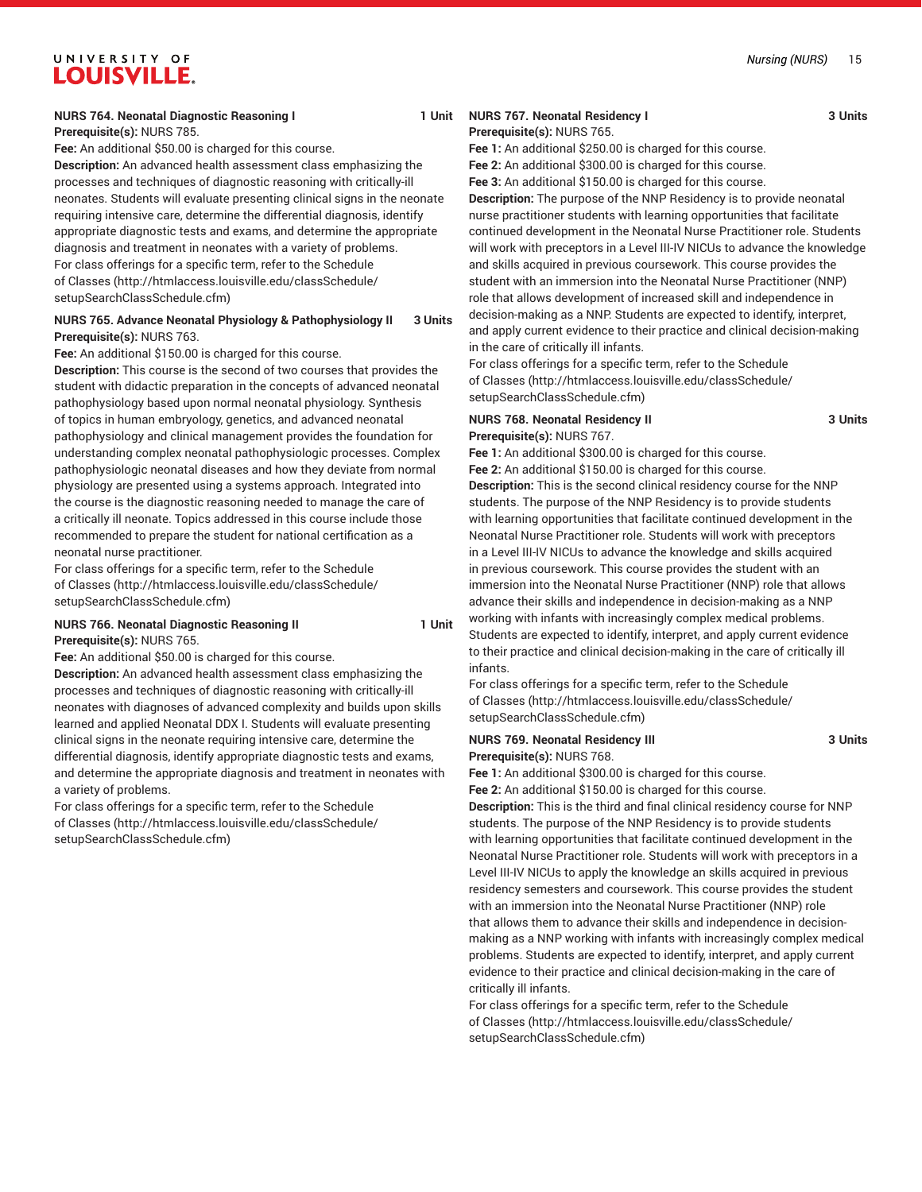**NURS 764. Neonatal Diagnostic Reasoning I** **1 Unit**

**Prerequisite(s):** NURS 785.

**Fee:** An additional $50.00 is charged for this course.

**Description:** An advanced health assessment class emphasizing the processes and techniques of diagnostic reasoning with critically-ill neonates. Students will evaluate presenting clinical signs in the neonate requiring intensive care, determine the differential diagnosis, identify appropriate diagnostic tests and exams, and determine the appropriate diagnosis and treatment in neonates with a variety of problems.

For class offerings for a specific term, refer to the Schedule of Classes (http://htmlaccess.louisville.edu/classSchedule/setupSearchClassSchedule.cfm)

**NURS 765. Advance Neonatal Physiology & Pathophysiology II** **3 Units**

**Prerequisite(s):** NURS 763.

**Fee:** An additional $150.00 is charged for this course.

**Description:** This course is the second of two courses that provides the student with didactic preparation in the concepts of advanced neonatal pathophysiology based upon normal neonatal physiology. Synthesis of topics in human embryology, genetics, and advanced neonatal pathophysiology and clinical management provides the foundation for understanding complex neonatal pathophysiologic processes. Complex pathophysiologic neonatal diseases and how they deviate from normal physiology are presented using a systems approach. Integrated into the course is the diagnostic reasoning needed to manage the care of a critically ill neonate. Topics addressed in this course include those recommended to prepare the student for national certification as a neonatal nurse practitioner.

For class offerings for a specific term, refer to the Schedule of Classes (http://htmlaccess.louisville.edu/classSchedule/setupSearchClassSchedule.cfm)

**NURS 766. Neonatal Diagnostic Reasoning II** **1 Unit**

**Prerequisite(s):** NURS 765.

**Fee:** An additional $50.00 is charged for this course.

**Description:** An advanced health assessment class emphasizing the processes and techniques of diagnostic reasoning with critically-ill neonates with diagnoses of advanced complexity and builds upon skills learned and applied Neonatal DDX I. Students will evaluate presenting clinical signs in the neonate requiring intensive care, determine the differential diagnosis, identify appropriate diagnostic tests and exams, and determine the appropriate diagnosis and treatment in neonates with a variety of problems.

For class offerings for a specific term, refer to the Schedule of Classes (http://htmlaccess.louisville.edu/classSchedule/setupSearchClassSchedule.cfm)

**NURS 767. Neonatal Residency I** **3 Units**

**Prerequisite(s):** NURS 765.

**Fee 1:** An additional $250.00 is charged for this course.

**Fee 2:** An additional $300.00 is charged for this course.

**Fee 3:** An additional $150.00 is charged for this course.

**Description:** The purpose of the NNP Residency is to provide neonatal nurse practitioner students with learning opportunities that facilitate continued development in the Neonatal Nurse Practitioner role. Students will work with preceptors in a Level III-IV NICUs to advance the knowledge and skills acquired in previous coursework. This course provides the student with an immersion into the Neonatal Nurse Practitioner (NNP) role that allows development of increased skill and independence in decision-making as a NNP. Students are expected to identify, interpret, and apply current evidence to their practice and clinical decision-making in the care of critically ill infants.

For class offerings for a specific term, refer to the Schedule of Classes (http://htmlaccess.louisville.edu/classSchedule/setupSearchClassSchedule.cfm)

**NURS 768. Neonatal Residency II** **3 Units**

**Prerequisite(s):** NURS 767.

**Fee 1:** An additional $300.00 is charged for this course.

**Fee 2:** An additional $150.00 is charged for this course.

**Description:** This is the second clinical residency course for the NNP students. The purpose of the NNP Residency is to provide students with learning opportunities that facilitate continued development in the Neonatal Nurse Practitioner role. Students will work with preceptors in a Level III-IV NICUs to advance the knowledge and skills acquired in previous coursework. This course provides the student with an immersion into the Neonatal Nurse Practitioner (NNP) role that allows advance their skills and independence in decision-making as a NNP working with infants with increasingly complex medical problems. Students are expected to identify, interpret, and apply current evidence to their practice and clinical decision-making in the care of critically ill infants.

For class offerings for a specific term, refer to the Schedule of Classes (http://htmlaccess.louisville.edu/classSchedule/setupSearchClassSchedule.cfm)

**NURS 769. Neonatal Residency III** **3 Units**

**Prerequisite(s):** NURS 768.

**Fee 1:** An additional $300.00 is charged for this course.

**Fee 2:** An additional $150.00 is charged for this course.

**Description:** This is the third and final clinical residency course for NNP students. The purpose of the NNP Residency is to provide students with learning opportunities that facilitate continued development in the Neonatal Nurse Practitioner role. Students will work with preceptors in a Level III-IV NICUs to apply the knowledge an skills acquired in previous residency semesters and coursework. This course provides the student with an immersion into the Neonatal Nurse Practitioner (NNP) role that allows them to advance their skills and independence in decision-making as a NNP working with infants with increasingly complex medical problems. Students are expected to identify, interpret, and apply current evidence to their practice and clinical decision-making in the care of critically ill infants.

For class offerings for a specific term, refer to the Schedule of Classes (http://htmlaccess.louisville.edu/classSchedule/setupSearchClassSchedule.cfm)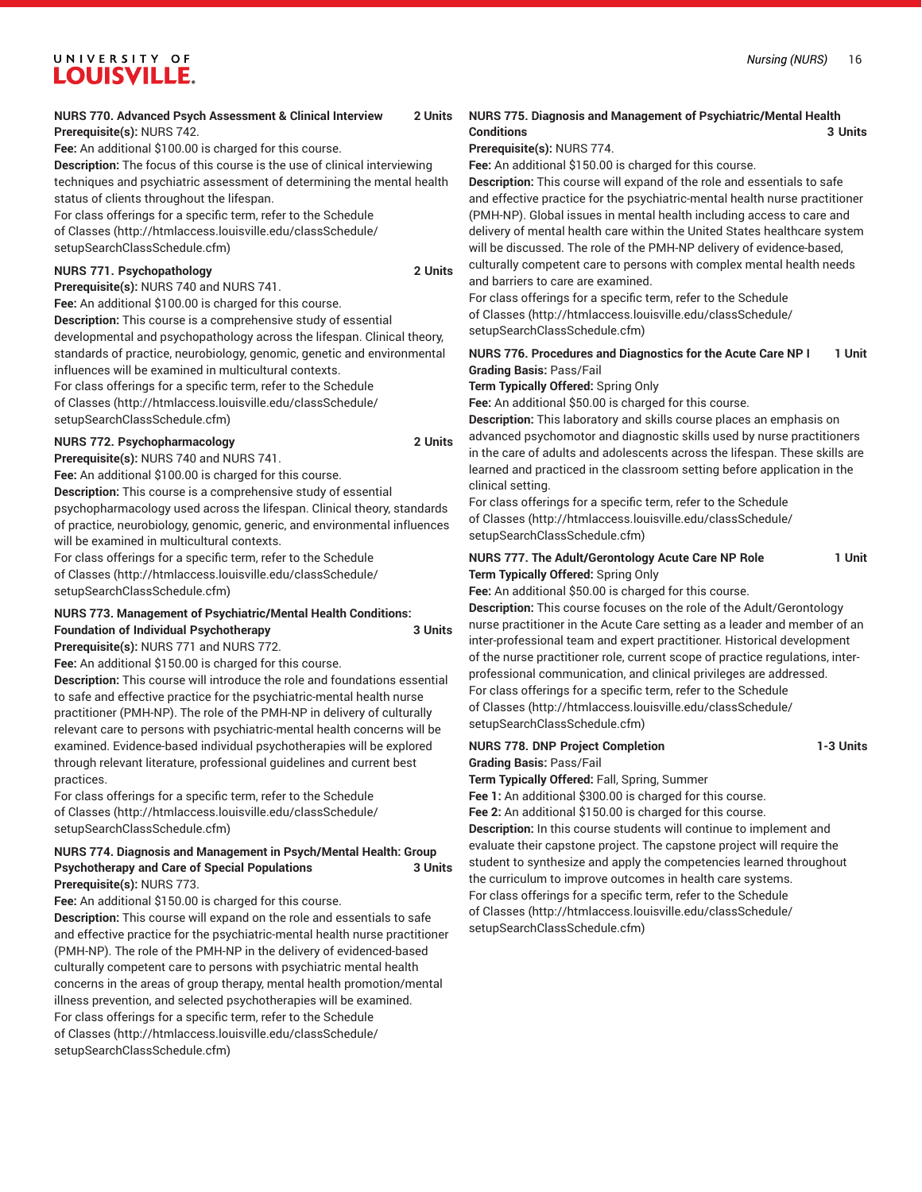**NURS 770. Advanced Psych Assessment & Clinical Interview 2 Units**

**Prerequisite(s):** NURS 742.

**Fee:** An additional $100.00 is charged for this course.

**Description:** The focus of this course is the use of clinical interviewing techniques and psychiatric assessment of determining the mental health status of clients throughout the lifespan.

For class offerings for a specific term, refer to the Schedule of Classes (http://htmlaccess.louisville.edu/classSchedule/setupSearchClassSchedule.cfm)

**NURS 771. Psychopathology 2 Units**

**Prerequisite(s):** NURS 740 and NURS 741.

**Fee:** An additional $100.00 is charged for this course.

**Description:** This course is a comprehensive study of essential developmental and psychopathology across the lifespan. Clinical theory, standards of practice, neurobiology, genomic, genetic and environmental influences will be examined in multicultural contexts.

For class offerings for a specific term, refer to the Schedule of Classes (http://htmlaccess.louisville.edu/classSchedule/setupSearchClassSchedule.cfm)

**NURS 772. Psychopharmacology 2 Units**

**Prerequisite(s):** NURS 740 and NURS 741.

**Fee:** An additional $100.00 is charged for this course.

**Description:** This course is a comprehensive study of essential psychopharmacology used across the lifespan. Clinical theory, standards of practice, neurobiology, genomic, generic, and environmental influences will be examined in multicultural contexts.

For class offerings for a specific term, refer to the Schedule of Classes (http://htmlaccess.louisville.edu/classSchedule/setupSearchClassSchedule.cfm)

**NURS 773. Management of Psychiatric/Mental Health Conditions: Foundation of Individual Psychotherapy 3 Units**

**Prerequisite(s):** NURS 771 and NURS 772.

**Fee:** An additional $150.00 is charged for this course.

**Description:** This course will introduce the role and foundations essential to safe and effective practice for the psychiatric-mental health nurse practitioner (PMH-NP). The role of the PMH-NP in delivery of culturally relevant care to persons with psychiatric-mental health concerns will be examined. Evidence-based individual psychotherapies will be explored through relevant literature, professional guidelines and current best practices.

For class offerings for a specific term, refer to the Schedule of Classes (http://htmlaccess.louisville.edu/classSchedule/setupSearchClassSchedule.cfm)

**NURS 774. Diagnosis and Management in Psych/Mental Health: Group Psychotherapy and Care of Special Populations 3 Units**

**Prerequisite(s):** NURS 773.

**Fee:** An additional $150.00 is charged for this course.

**Description:** This course will expand on the role and essentials to safe and effective practice for the psychiatric-mental health nurse practitioner (PMH-NP). The role of the PMH-NP in the delivery of evidenced-based culturally competent care to persons with psychiatric mental health concerns in the areas of group therapy, mental health promotion/mental illness prevention, and selected psychotherapies will be examined.

For class offerings for a specific term, refer to the Schedule of Classes (http://htmlaccess.louisville.edu/classSchedule/setupSearchClassSchedule.cfm)

**NURS 775. Diagnosis and Management of Psychiatric/Mental Health Conditions 3 Units**

**Prerequisite(s):** NURS 774.

**Fee:** An additional $150.00 is charged for this course.

**Description:** This course will expand of the role and essentials to safe and effective practice for the psychiatric-mental health nurse practitioner (PMH-NP). Global issues in mental health including access to care and delivery of mental health care within the United States healthcare system will be discussed. The role of the PMH-NP delivery of evidence-based, culturally competent care to persons with complex mental health needs and barriers to care are examined.

For class offerings for a specific term, refer to the Schedule of Classes (http://htmlaccess.louisville.edu/classSchedule/setupSearchClassSchedule.cfm)

**NURS 776. Procedures and Diagnostics for the Acute Care NP I 1 Unit**

**Grading Basis:** Pass/Fail

**Term Typically Offered:** Spring Only

**Fee:** An additional $50.00 is charged for this course.

**Description:** This laboratory and skills course places an emphasis on advanced psychomotor and diagnostic skills used by nurse practitioners in the care of adults and adolescents across the lifespan. These skills are learned and practiced in the classroom setting before application in the clinical setting.

For class offerings for a specific term, refer to the Schedule of Classes (http://htmlaccess.louisville.edu/classSchedule/setupSearchClassSchedule.cfm)

**NURS 777. The Adult/Gerontology Acute Care NP Role 1 Unit**

**Term Typically Offered:** Spring Only

**Fee:** An additional $50.00 is charged for this course.

**Description:** This course focuses on the role of the Adult/Gerontology nurse practitioner in the Acute Care setting as a leader and member of an inter-professional team and expert practitioner. Historical development of the nurse practitioner role, current scope of practice regulations, inter-professional communication, and clinical privileges are addressed.

For class offerings for a specific term, refer to the Schedule of Classes (http://htmlaccess.louisville.edu/classSchedule/setupSearchClassSchedule.cfm)

**NURS 778. DNP Project Completion 1-3 Units**

**Grading Basis:** Pass/Fail

**Term Typically Offered:** Fall, Spring, Summer

**Fee 1:** An additional $300.00 is charged for this course.

**Fee 2:** An additional $150.00 is charged for this course.

**Description:** In this course students will continue to implement and evaluate their capstone project. The capstone project will require the student to synthesize and apply the competencies learned throughout the curriculum to improve outcomes in health care systems.

For class offerings for a specific term, refer to the Schedule of Classes (http://htmlaccess.louisville.edu/classSchedule/setupSearchClassSchedule.cfm)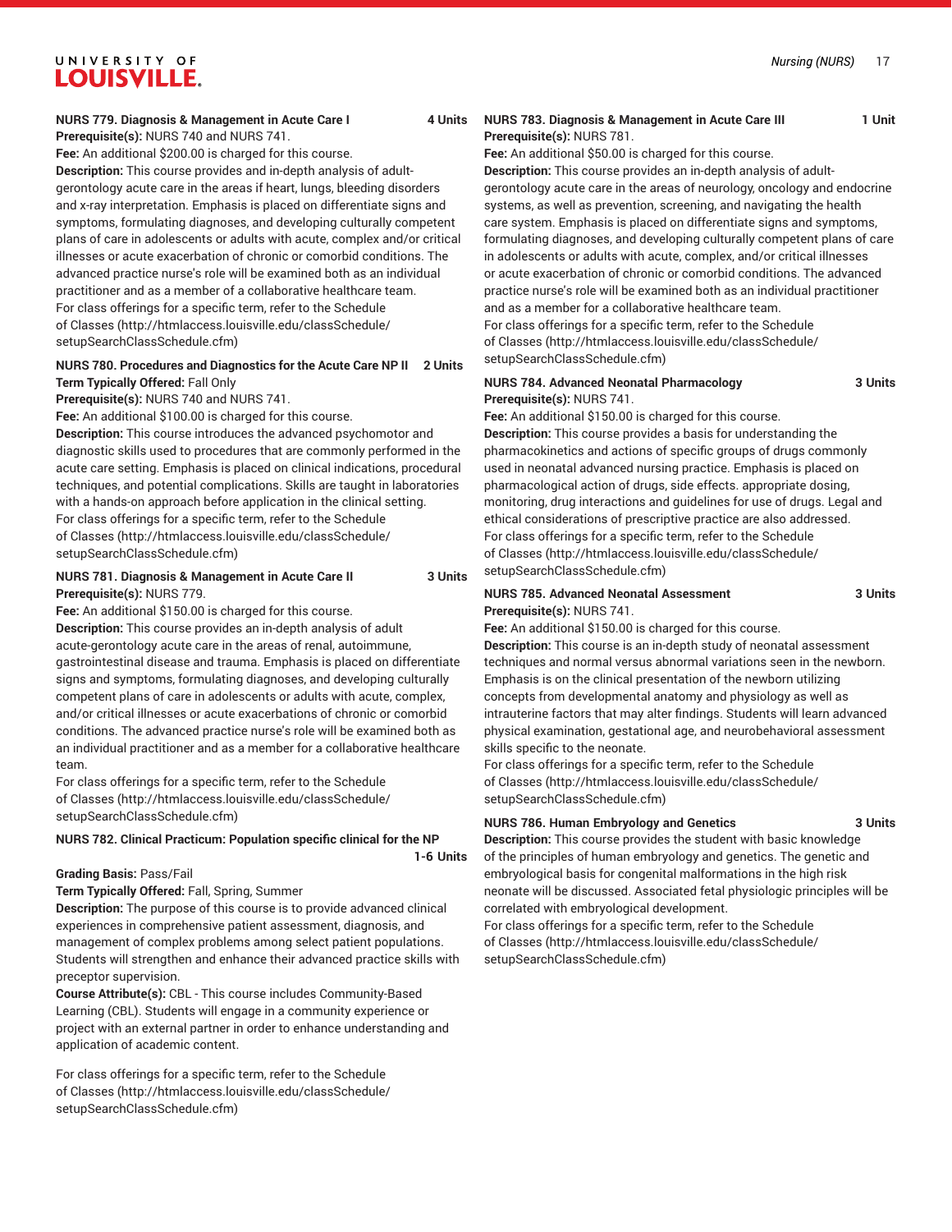**NURS 779. Diagnosis & Management in Acute Care I 4 Units**

**Prerequisite(s):** NURS 740 and NURS 741.

**Fee:** An additional $200.00 is charged for this course.

**Description:** This course provides and in-depth analysis of adult-gerontology acute care in the areas if heart, lungs, bleeding disorders and x-ray interpretation. Emphasis is placed on differentiate signs and symptoms, formulating diagnoses, and developing culturally competent plans of care in adolescents or adults with acute, complex and/or critical illnesses or acute exacerbation of chronic or comorbid conditions. The advanced practice nurse's role will be examined both as an individual practitioner and as a member of a collaborative healthcare team.

For class offerings for a specific term, refer to the Schedule of Classes (http://htmlaccess.louisville.edu/classSchedule/setupSearchClassSchedule.cfm)

**NURS 780. Procedures and Diagnostics for the Acute Care NP II 2 Units**

**Term Typically Offered:** Fall Only

**Prerequisite(s):** NURS 740 and NURS 741.

**Fee:** An additional $100.00 is charged for this course.

**Description:** This course introduces the advanced psychomotor and diagnostic skills used to procedures that are commonly performed in the acute care setting. Emphasis is placed on clinical indications, procedural techniques, and potential complications. Skills are taught in laboratories with a hands-on approach before application in the clinical setting.

For class offerings for a specific term, refer to the Schedule of Classes (http://htmlaccess.louisville.edu/classSchedule/setupSearchClassSchedule.cfm)

**NURS 781. Diagnosis & Management in Acute Care II 3 Units**

**Prerequisite(s):** NURS 779.

**Fee:** An additional $150.00 is charged for this course.

**Description:** This course provides an in-depth analysis of adult acute-gerontology acute care in the areas of renal, autoimmune, gastrointestinal disease and trauma. Emphasis is placed on differentiate signs and symptoms, formulating diagnoses, and developing culturally competent plans of care in adolescents or adults with acute, complex, and/or critical illnesses or acute exacerbations of chronic or comorbid conditions. The advanced practice nurse's role will be examined both as an individual practitioner and as a member for a collaborative healthcare team.

For class offerings for a specific term, refer to the Schedule of Classes (http://htmlaccess.louisville.edu/classSchedule/setupSearchClassSchedule.cfm)

**NURS 782. Clinical Practicum: Population specific clinical for the NP 1-6 Units**

**Grading Basis:** Pass/Fail

**Term Typically Offered:** Fall, Spring, Summer

**Description:** The purpose of this course is to provide advanced clinical experiences in comprehensive patient assessment, diagnosis, and management of complex problems among select patient populations. Students will strengthen and enhance their advanced practice skills with preceptor supervision.

**Course Attribute(s):** CBL - This course includes Community-Based Learning (CBL). Students will engage in a community experience or project with an external partner in order to enhance understanding and application of academic content.

For class offerings for a specific term, refer to the Schedule of Classes (http://htmlaccess.louisville.edu/classSchedule/setupSearchClassSchedule.cfm)

**NURS 783. Diagnosis & Management in Acute Care III 1 Unit**

**Prerequisite(s):** NURS 781.

**Fee:** An additional $50.00 is charged for this course.

**Description:** This course provides an in-depth analysis of adult-gerontology acute care in the areas of neurology, oncology and endocrine systems, as well as prevention, screening, and navigating the health care system. Emphasis is placed on differentiate signs and symptoms, formulating diagnoses, and developing culturally competent plans of care in adolescents or adults with acute, complex, and/or critical illnesses or acute exacerbation of chronic or comorbid conditions. The advanced practice nurse's role will be examined both as an individual practitioner and as a member for a collaborative healthcare team.

For class offerings for a specific term, refer to the Schedule of Classes (http://htmlaccess.louisville.edu/classSchedule/setupSearchClassSchedule.cfm)

**NURS 784. Advanced Neonatal Pharmacology 3 Units**

**Prerequisite(s):** NURS 741.

**Fee:** An additional $150.00 is charged for this course.

**Description:** This course provides a basis for understanding the pharmacokinetics and actions of specific groups of drugs commonly used in neonatal advanced nursing practice. Emphasis is placed on pharmacological action of drugs, side effects. appropriate dosing, monitoring, drug interactions and guidelines for use of drugs. Legal and ethical considerations of prescriptive practice are also addressed.

For class offerings for a specific term, refer to the Schedule of Classes (http://htmlaccess.louisville.edu/classSchedule/setupSearchClassSchedule.cfm)

**NURS 785. Advanced Neonatal Assessment 3 Units**

**Prerequisite(s):** NURS 741.

**Fee:** An additional $150.00 is charged for this course.

**Description:** This course is an in-depth study of neonatal assessment techniques and normal versus abnormal variations seen in the newborn. Emphasis is on the clinical presentation of the newborn utilizing concepts from developmental anatomy and physiology as well as intrauterine factors that may alter findings. Students will learn advanced physical examination, gestational age, and neurobehavioral assessment skills specific to the neonate.

For class offerings for a specific term, refer to the Schedule of Classes (http://htmlaccess.louisville.edu/classSchedule/setupSearchClassSchedule.cfm)

**NURS 786. Human Embryology and Genetics 3 Units**

**Description:** This course provides the student with basic knowledge of the principles of human embryology and genetics. The genetic and embryological basis for congenital malformations in the high risk neonate will be discussed. Associated fetal physiologic principles will be correlated with embryological development.

For class offerings for a specific term, refer to the Schedule of Classes (http://htmlaccess.louisville.edu/classSchedule/setupSearchClassSchedule.cfm)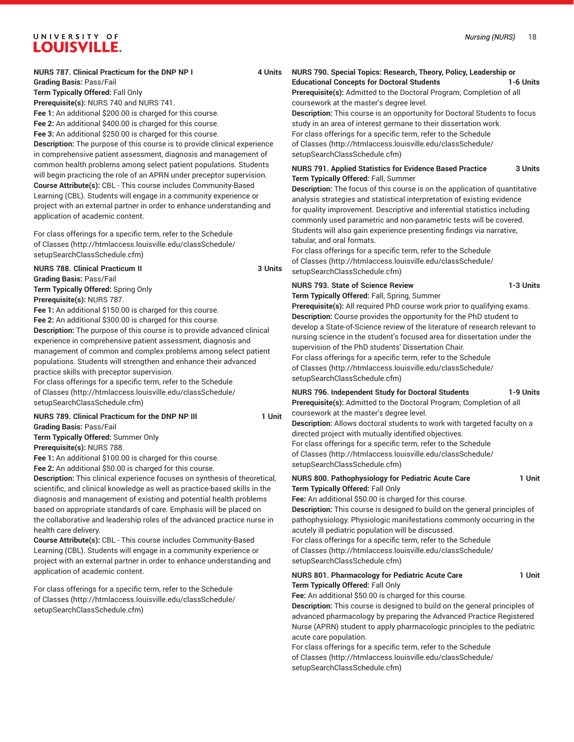**NURS 787. Clinical Practicum for the DNP NP I** **4 Units**
**Grading Basis:** Pass/Fail
**Term Typically Offered:** Fall Only
**Prerequisite(s):** NURS 740 and NURS 741.
**Fee 1:** An additional $200.00 is charged for this course.
**Fee 2:** An additional $400.00 is charged for this course.
**Fee 3:** An additional $250.00 is charged for this course.
**Description:** The purpose of this course is to provide clinical experience in comprehensive patient assessment, diagnosis and management of common health problems among select patient populations. Students will begin practicing the role of an APRN under preceptor supervision.
**Course Attribute(s):** CBL - This course includes Community-Based Learning (CBL). Students will engage in a community experience or project with an external partner in order to enhance understanding and application of academic content.

For class offerings for a specific term, refer to the Schedule of Classes (http://htmlaccess.louisville.edu/classSchedule/setupSearchClassSchedule.cfm)

**NURS 788. Clinical Practicum II** **3 Units**
**Grading Basis:** Pass/Fail
**Term Typically Offered:** Spring Only
**Prerequisite(s):** NURS 787.
**Fee 1:** An additional $150.00 is charged for this course.
**Fee 2:** An additional $300.00 is charged for this course.
**Description:** The purpose of this course is to provide advanced clinical experience in comprehensive patient assessment, diagnosis and management of common and complex problems among select patient populations. Students will strengthen and enhance their advanced practice skills with preceptor supervision.
For class offerings for a specific term, refer to the Schedule of Classes (http://htmlaccess.louisville.edu/classSchedule/setupSearchClassSchedule.cfm)

**NURS 789. Clinical Practicum for the DNP NP III** **1 Unit**
**Grading Basis:** Pass/Fail
**Term Typically Offered:** Summer Only
**Prerequisite(s):** NURS 788.
**Fee 1:** An additional $100.00 is charged for this course.
**Fee 2:** An additional $50.00 is charged for this course.
**Description:** This clinical experience focuses on synthesis of theoretical, scientific, and clinical knowledge as well as practice-based skills in the diagnosis and management of existing and potential health problems based on appropriate standards of care. Emphasis will be placed on the collaborative and leadership roles of the advanced practice nurse in health care delivery.
**Course Attribute(s):** CBL - This course includes Community-Based Learning (CBL). Students will engage in a community experience or project with an external partner in order to enhance understanding and application of academic content.

For class offerings for a specific term, refer to the Schedule of Classes (http://htmlaccess.louisville.edu/classSchedule/setupSearchClassSchedule.cfm)

**NURS 790. Special Topics: Research, Theory, Policy, Leadership or Educational Concepts for Doctoral Students** **1-6 Units**
**Prerequisite(s):** Admitted to the Doctoral Program; Completion of all coursework at the master's degree level.
**Description:** This course is an opportunity for Doctoral Students to focus study in an area of interest germane to their dissertation work.
For class offerings for a specific term, refer to the Schedule of Classes (http://htmlaccess.louisville.edu/classSchedule/setupSearchClassSchedule.cfm)

**NURS 791. Applied Statistics for Evidence Based Practice** **3 Units**
**Term Typically Offered:** Fall, Summer
**Description:** The focus of this course is on the application of quantitative analysis strategies and statistical interpretation of existing evidence for quality improvement. Descriptive and inferential statistics including commonly used parametric and non-parametric tests will be covered. Students will also gain experience presenting findings via narrative, tabular, and oral formats.
For class offerings for a specific term, refer to the Schedule of Classes (http://htmlaccess.louisville.edu/classSchedule/setupSearchClassSchedule.cfm)

**NURS 793. State of Science Review** **1-3 Units**
**Term Typically Offered:** Fall, Spring, Summer
**Prerequisite(s):** All required PhD course work prior to qualifying exams.
**Description:** Course provides the opportunity for the PhD student to develop a State-of-Science review of the literature of research relevant to nursing science in the student's focused area for dissertation under the supervision of the PhD students' Dissertation Chair.
For class offerings for a specific term, refer to the Schedule of Classes (http://htmlaccess.louisville.edu/classSchedule/setupSearchClassSchedule.cfm)

**NURS 796. Independent Study for Doctoral Students** **1-9 Units**
**Prerequisite(s):** Admitted to the Doctoral Program; Completion of all coursework at the master's degree level.
**Description:** Allows doctoral students to work with targeted faculty on a directed project with mutually identified objectives.
For class offerings for a specific term, refer to the Schedule of Classes (http://htmlaccess.louisville.edu/classSchedule/setupSearchClassSchedule.cfm)

**NURS 800. Pathophysiology for Pediatric Acute Care** **1 Unit**
**Term Typically Offered:** Fall Only
**Fee:** An additional $50.00 is charged for this course.
**Description:** This course is designed to build on the general principles of pathophysiology. Physiologic manifestations commonly occurring in the acutely ill pediatric population will be discussed.
For class offerings for a specific term, refer to the Schedule of Classes (http://htmlaccess.louisville.edu/classSchedule/setupSearchClassSchedule.cfm)

**NURS 801. Pharmacology for Pediatric Acute Care** **1 Unit**
**Term Typically Offered:** Fall Only
**Fee:** An additional $50.00 is charged for this course.
**Description:** This course is designed to build on the general principles of advanced pharmacology by preparing the Advanced Practice Registered Nurse (APRN) student to apply pharmacologic principles to the pediatric acute care population.
For class offerings for a specific term, refer to the Schedule of Classes (http://htmlaccess.louisville.edu/classSchedule/setupSearchClassSchedule.cfm)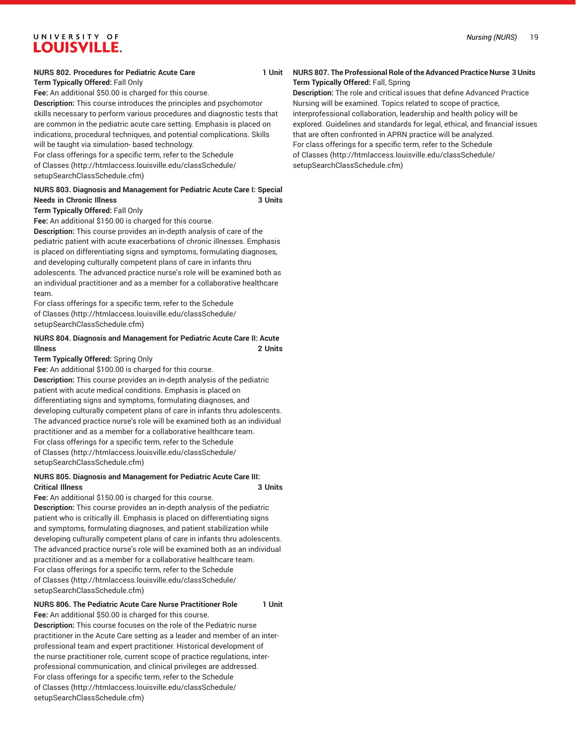**NURS 802. Procedures for Pediatric Acute Care 1 Unit**
**Term Typically Offered:** Fall Only
**Fee:** An additional $50.00 is charged for this course.
**Description:** This course introduces the principles and psychomotor skills necessary to perform various procedures and diagnostic tests that are common in the pediatric acute care setting. Emphasis is placed on indications, procedural techniques, and potential complications. Skills will be taught via simulation- based technology.
For class offerings for a specific term, refer to the Schedule of Classes (http://htmlaccess.louisville.edu/classSchedule/setupSearchClassSchedule.cfm)

**NURS 803. Diagnosis and Management for Pediatric Acute Care I: Special Needs in Chronic Illness 3 Units**
**Term Typically Offered:** Fall Only
**Fee:** An additional $150.00 is charged for this course.
**Description:** This course provides an in-depth analysis of care of the pediatric patient with acute exacerbations of chronic illnesses. Emphasis is placed on differentiating signs and symptoms, formulating diagnoses, and developing culturally competent plans of care in infants thru adolescents. The advanced practice nurse's role will be examined both as an individual practitioner and as a member for a collaborative healthcare team.
For class offerings for a specific term, refer to the Schedule of Classes (http://htmlaccess.louisville.edu/classSchedule/setupSearchClassSchedule.cfm)

**NURS 804. Diagnosis and Management for Pediatric Acute Care II: Acute Illness 2 Units**
**Term Typically Offered:** Spring Only
**Fee:** An additional $100.00 is charged for this course.
**Description:** This course provides an in-depth analysis of the pediatric patient with acute medical conditions. Emphasis is placed on differentiating signs and symptoms, formulating diagnoses, and developing culturally competent plans of care in infants thru adolescents. The advanced practice nurse's role will be examined both as an individual practitioner and as a member for a collaborative healthcare team.
For class offerings for a specific term, refer to the Schedule of Classes (http://htmlaccess.louisville.edu/classSchedule/setupSearchClassSchedule.cfm)

**NURS 805. Diagnosis and Management for Pediatric Acute Care III: Critical Illness 3 Units**
**Fee:** An additional $150.00 is charged for this course.
**Description:** This course provides an in-depth analysis of the pediatric patient who is critically ill. Emphasis is placed on differentiating signs and symptoms, formulating diagnoses, and patient stabilization while developing culturally competent plans of care in infants thru adolescents. The advanced practice nurse's role will be examined both as an individual practitioner and as a member for a collaborative healthcare team.
For class offerings for a specific term, refer to the Schedule of Classes (http://htmlaccess.louisville.edu/classSchedule/setupSearchClassSchedule.cfm)

**NURS 806. The Pediatric Acute Care Nurse Practitioner Role 1 Unit**
**Fee:** An additional $50.00 is charged for this course.
**Description:** This course focuses on the role of the Pediatric nurse practitioner in the Acute Care setting as a leader and member of an inter-professional team and expert practitioner. Historical development of the nurse practitioner role, current scope of practice regulations, inter-professional communication, and clinical privileges are addressed.
For class offerings for a specific term, refer to the Schedule of Classes (http://htmlaccess.louisville.edu/classSchedule/setupSearchClassSchedule.cfm)

**NURS 807. The Professional Role of the Advanced Practice Nurse 3 Units**
**Term Typically Offered:** Fall, Spring
**Description:** The role and critical issues that define Advanced Practice Nursing will be examined. Topics related to scope of practice, interprofessional collaboration, leadership and health policy will be explored. Guidelines and standards for legal, ethical, and financial issues that are often confronted in APRN practice will be analyzed.
For class offerings for a specific term, refer to the Schedule of Classes (http://htmlaccess.louisville.edu/classSchedule/setupSearchClassSchedule.cfm)